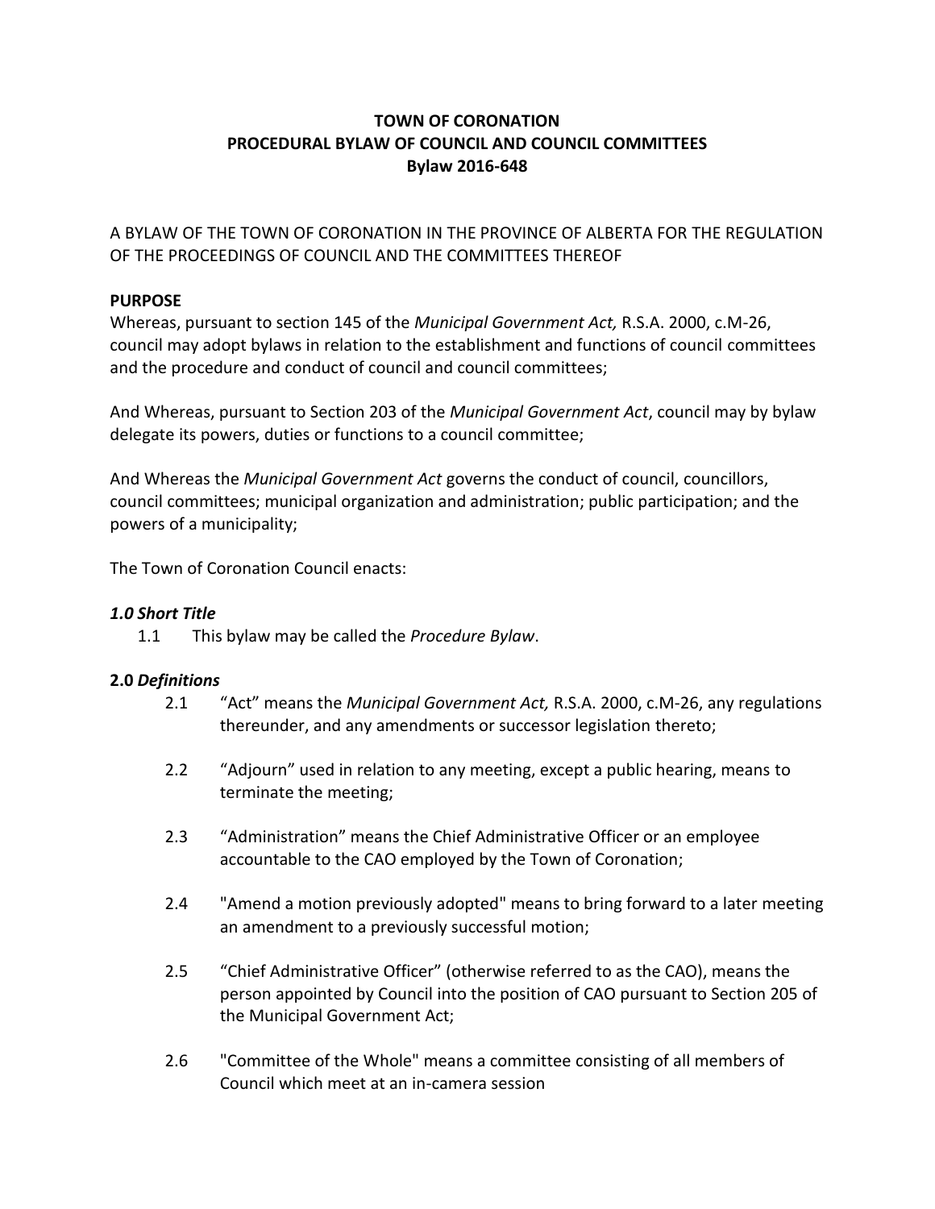**TOWN OF CORONATION**
**PROCEDURAL BYLAW OF COUNCIL AND COUNCIL COMMITTEES**
**Bylaw 2016-648**

A BYLAW OF THE TOWN OF CORONATION IN THE PROVINCE OF ALBERTA FOR THE REGULATION OF THE PROCEEDINGS OF COUNCIL AND THE COMMITTEES THEREOF

**PURPOSE**

Whereas, pursuant to section 145 of the *Municipal Government Act,* R.S.A. 2000, c.M-26, council may adopt bylaws in relation to the establishment and functions of council committees and the procedure and conduct of council and council committees;

And Whereas, pursuant to Section 203 of the *Municipal Government Act*, council may by bylaw delegate its powers, duties or functions to a council committee;

And Whereas the *Municipal Government Act* governs the conduct of council, councillors, council committees; municipal organization and administration; public participation; and the powers of a municipality;

The Town of Coronation Council enacts:

***1.0 Short Title***

1.1 This bylaw may be called the *Procedure Bylaw*.

**2.0 *Definitions***

2.1 "Act" means the *Municipal Government Act,* R.S.A. 2000, c.M-26, any regulations thereunder, and any amendments or successor legislation thereto;

2.2 "Adjourn" used in relation to any meeting, except a public hearing, means to terminate the meeting;

2.3 "Administration" means the Chief Administrative Officer or an employee accountable to the CAO employed by the Town of Coronation;

2.4 "Amend a motion previously adopted" means to bring forward to a later meeting an amendment to a previously successful motion;

2.5 "Chief Administrative Officer" (otherwise referred to as the CAO), means the person appointed by Council into the position of CAO pursuant to Section 205 of the Municipal Government Act;

2.6 "Committee of the Whole" means a committee consisting of all members of Council which meet at an in-camera session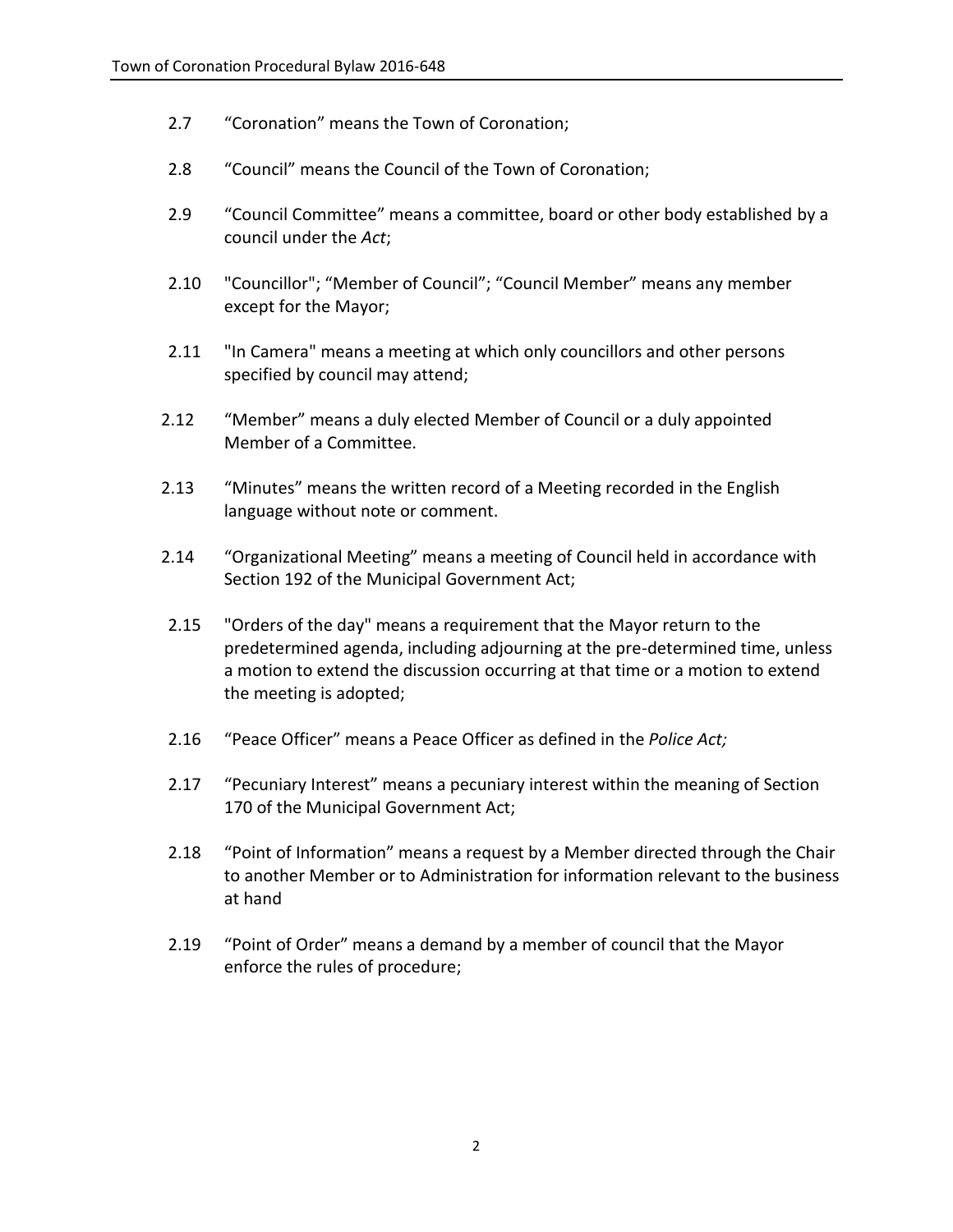2.7 “Coronation” means the Town of Coronation;

2.8 “Council” means the Council of the Town of Coronation;

2.9 “Council Committee” means a committee, board or other body established by a council under the *Act*;

2.10 "Councillor"; “Member of Council”; “Council Member” means any member except for the Mayor;

2.11 "In Camera" means a meeting at which only councillors and other persons specified by council may attend;

2.12 “Member” means a duly elected Member of Council or a duly appointed Member of a Committee.

2.13 “Minutes” means the written record of a Meeting recorded in the English language without note or comment.

2.14 “Organizational Meeting” means a meeting of Council held in accordance with Section 192 of the Municipal Government Act;

2.15 "Orders of the day" means a requirement that the Mayor return to the predetermined agenda, including adjourning at the pre-determined time, unless a motion to extend the discussion occurring at that time or a motion to extend the meeting is adopted;

2.16 “Peace Officer” means a Peace Officer as defined in the *Police Act;*

2.17 “Pecuniary Interest” means a pecuniary interest within the meaning of Section 170 of the Municipal Government Act;

2.18 “Point of Information” means a request by a Member directed through the Chair to another Member or to Administration for information relevant to the business at hand

2.19 “Point of Order” means a demand by a member of council that the Mayor enforce the rules of procedure;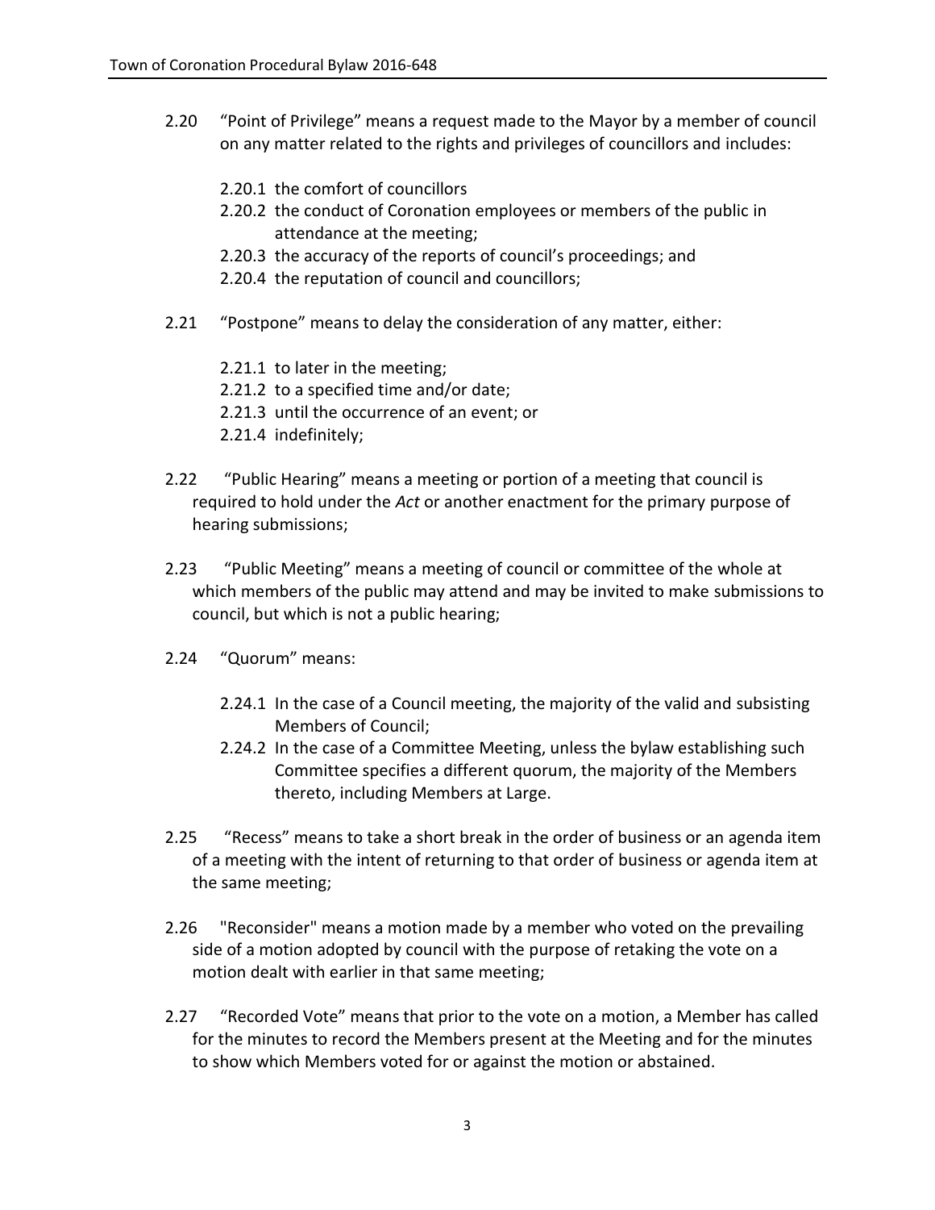2.20 "Point of Privilege" means a request made to the Mayor by a member of council on any matter related to the rights and privileges of councillors and includes:

- 2.20.1 the comfort of councillors
- 2.20.2 the conduct of Coronation employees or members of the public in attendance at the meeting;
- 2.20.3 the accuracy of the reports of council's proceedings; and
- 2.20.4 the reputation of council and councillors;

2.21 "Postpone" means to delay the consideration of any matter, either:

- 2.21.1 to later in the meeting;
- 2.21.2 to a specified time and/or date;
- 2.21.3 until the occurrence of an event; or
- 2.21.4 indefinitely;

2.22 "Public Hearing" means a meeting or portion of a meeting that council is required to hold under the *Act* or another enactment for the primary purpose of hearing submissions;

2.23 "Public Meeting" means a meeting of council or committee of the whole at which members of the public may attend and may be invited to make submissions to council, but which is not a public hearing;

2.24 "Quorum" means:

- 2.24.1 In the case of a Council meeting, the majority of the valid and subsisting Members of Council;
- 2.24.2 In the case of a Committee Meeting, unless the bylaw establishing such Committee specifies a different quorum, the majority of the Members thereto, including Members at Large.

2.25 "Recess" means to take a short break in the order of business or an agenda item of a meeting with the intent of returning to that order of business or agenda item at the same meeting;

2.26 "Reconsider" means a motion made by a member who voted on the prevailing side of a motion adopted by council with the purpose of retaking the vote on a motion dealt with earlier in that same meeting;

2.27 "Recorded Vote" means that prior to the vote on a motion, a Member has called for the minutes to record the Members present at the Meeting and for the minutes to show which Members voted for or against the motion or abstained.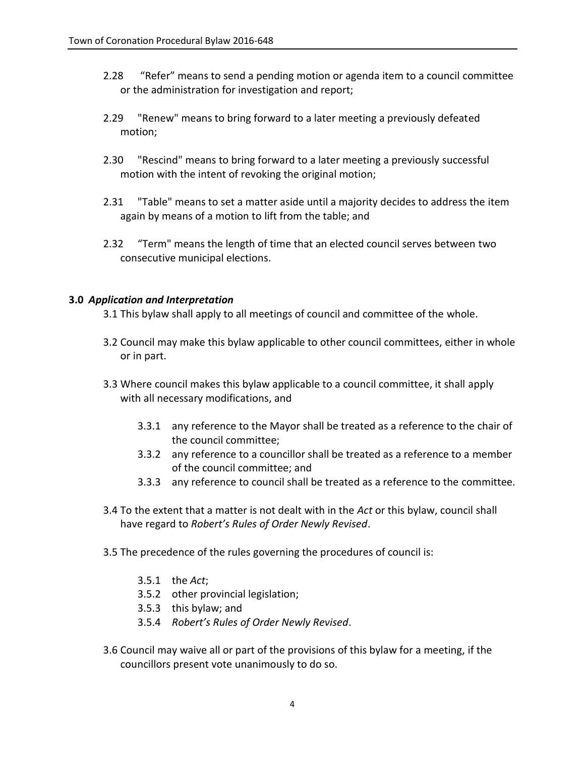2.28 "Refer" means to send a pending motion or agenda item to a council committee or the administration for investigation and report;

2.29 "Renew" means to bring forward to a later meeting a previously defeated motion;

2.30 "Rescind" means to bring forward to a later meeting a previously successful motion with the intent of revoking the original motion;

2.31 "Table" means to set a matter aside until a majority decides to address the item again by means of a motion to lift from the table; and

2.32 "Term" means the length of time that an elected council serves between two consecutive municipal elections.

**3.0** ***Application and Interpretation***

3.1 This bylaw shall apply to all meetings of council and committee of the whole.

3.2 Council may make this bylaw applicable to other council committees, either in whole or in part.

3.3 Where council makes this bylaw applicable to a council committee, it shall apply with all necessary modifications, and

- 3.3.1 any reference to the Mayor shall be treated as a reference to the chair of the council committee;
- 3.3.2 any reference to a councillor shall be treated as a reference to a member of the council committee; and
- 3.3.3 any reference to council shall be treated as a reference to the committee.

3.4 To the extent that a matter is not dealt with in the *Act* or this bylaw, council shall have regard to *Robert's Rules of Order Newly Revised*.

3.5 The precedence of the rules governing the procedures of council is:

- 3.5.1 the *Act*;
- 3.5.2 other provincial legislation;
- 3.5.3 this bylaw; and
- 3.5.4 *Robert's Rules of Order Newly Revised*.

3.6 Council may waive all or part of the provisions of this bylaw for a meeting, if the councillors present vote unanimously to do so.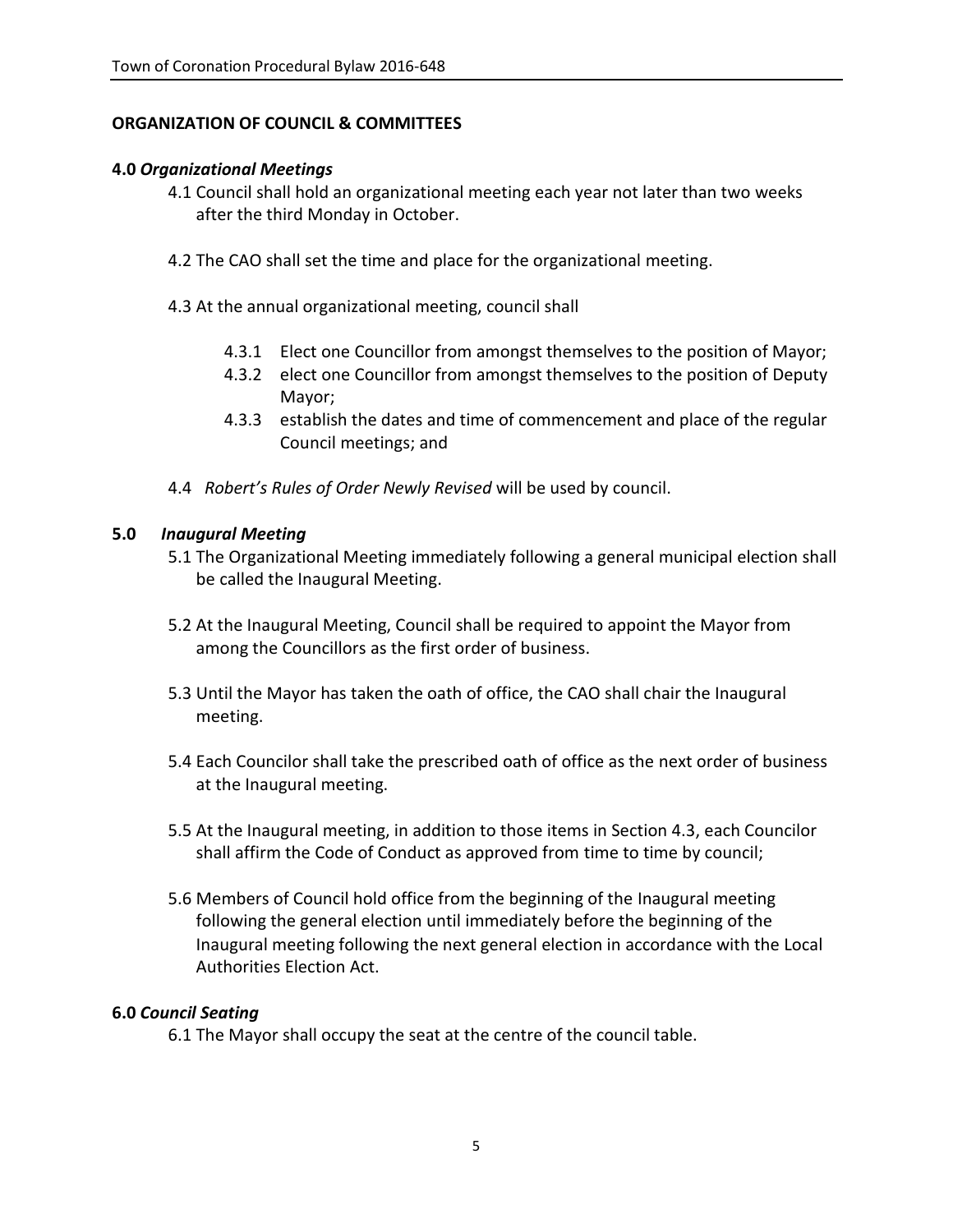## ORGANIZATION OF COUNCIL & COMMITTEES

### 4.0 *Organizational Meetings*

4.1 Council shall hold an organizational meeting each year not later than two weeks after the third Monday in October.

4.2 The CAO shall set the time and place for the organizational meeting.

4.3 At the annual organizational meeting, council shall

- 4.3.1 Elect one Councillor from amongst themselves to the position of Mayor;
- 4.3.2 elect one Councillor from amongst themselves to the position of Deputy Mayor;
- 4.3.3 establish the dates and time of commencement and place of the regular Council meetings; and

4.4 *Robert's Rules of Order Newly Revised* will be used by council.

### 5.0 *Inaugural Meeting*

5.1 The Organizational Meeting immediately following a general municipal election shall be called the Inaugural Meeting.

5.2 At the Inaugural Meeting, Council shall be required to appoint the Mayor from among the Councillors as the first order of business.

5.3 Until the Mayor has taken the oath of office, the CAO shall chair the Inaugural meeting.

5.4 Each Councilor shall take the prescribed oath of office as the next order of business at the Inaugural meeting.

5.5 At the Inaugural meeting, in addition to those items in Section 4.3, each Councilor shall affirm the Code of Conduct as approved from time to time by council;

5.6 Members of Council hold office from the beginning of the Inaugural meeting following the general election until immediately before the beginning of the Inaugural meeting following the next general election in accordance with the Local Authorities Election Act.

### 6.0 *Council Seating*

6.1 The Mayor shall occupy the seat at the centre of the council table.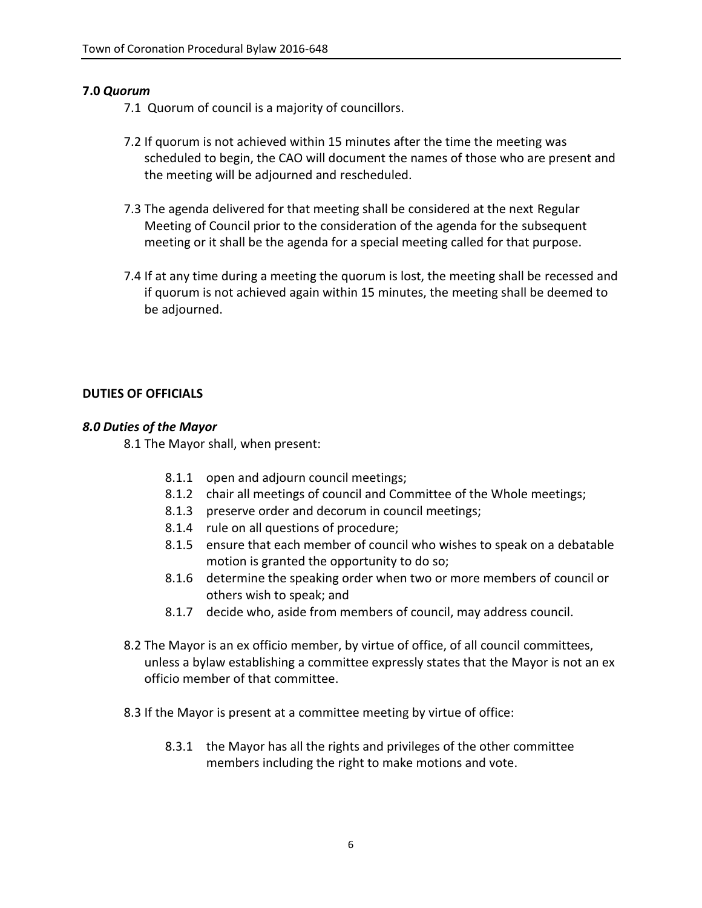**7.0 *Quorum***

7.1 Quorum of council is a majority of councillors.

7.2 If quorum is not achieved within 15 minutes after the time the meeting was scheduled to begin, the CAO will document the names of those who are present and the meeting will be adjourned and rescheduled.

7.3 The agenda delivered for that meeting shall be considered at the next Regular Meeting of Council prior to the consideration of the agenda for the subsequent meeting or it shall be the agenda for a special meeting called for that purpose.

7.4 If at any time during a meeting the quorum is lost, the meeting shall be recessed and if quorum is not achieved again within 15 minutes, the meeting shall be deemed to be adjourned.

**DUTIES OF OFFICIALS**

***8.0 Duties of the Mayor***

8.1 The Mayor shall, when present:

- 8.1.1 open and adjourn council meetings;
- 8.1.2 chair all meetings of council and Committee of the Whole meetings;
- 8.1.3 preserve order and decorum in council meetings;
- 8.1.4 rule on all questions of procedure;
- 8.1.5 ensure that each member of council who wishes to speak on a debatable motion is granted the opportunity to do so;
- 8.1.6 determine the speaking order when two or more members of council or others wish to speak; and
- 8.1.7 decide who, aside from members of council, may address council.

8.2 The Mayor is an ex officio member, by virtue of office, of all council committees, unless a bylaw establishing a committee expressly states that the Mayor is not an ex officio member of that committee.

8.3 If the Mayor is present at a committee meeting by virtue of office:

- 8.3.1 the Mayor has all the rights and privileges of the other committee members including the right to make motions and vote.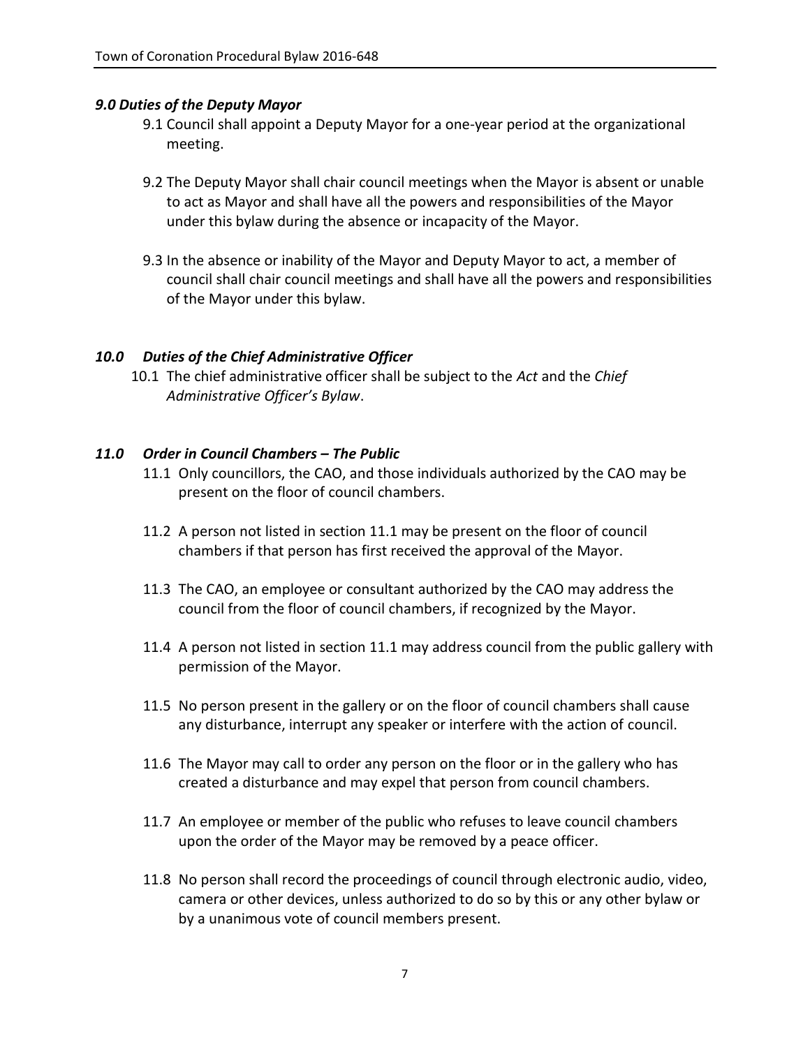### *9.0 Duties of the Deputy Mayor*

9.1 Council shall appoint a Deputy Mayor for a one-year period at the organizational meeting.

9.2 The Deputy Mayor shall chair council meetings when the Mayor is absent or unable to act as Mayor and shall have all the powers and responsibilities of the Mayor under this bylaw during the absence or incapacity of the Mayor.

9.3 In the absence or inability of the Mayor and Deputy Mayor to act, a member of council shall chair council meetings and shall have all the powers and responsibilities of the Mayor under this bylaw.

### *10.0 Duties of the Chief Administrative Officer*

10.1 The chief administrative officer shall be subject to the *Act* and the *Chief Administrative Officer's Bylaw*.

### *11.0 Order in Council Chambers – The Public*

11.1 Only councillors, the CAO, and those individuals authorized by the CAO may be present on the floor of council chambers.

11.2 A person not listed in section 11.1 may be present on the floor of council chambers if that person has first received the approval of the Mayor.

11.3 The CAO, an employee or consultant authorized by the CAO may address the council from the floor of council chambers, if recognized by the Mayor.

11.4 A person not listed in section 11.1 may address council from the public gallery with permission of the Mayor.

11.5 No person present in the gallery or on the floor of council chambers shall cause any disturbance, interrupt any speaker or interfere with the action of council.

11.6 The Mayor may call to order any person on the floor or in the gallery who has created a disturbance and may expel that person from council chambers.

11.7 An employee or member of the public who refuses to leave council chambers upon the order of the Mayor may be removed by a peace officer.

11.8 No person shall record the proceedings of council through electronic audio, video, camera or other devices, unless authorized to do so by this or any other bylaw or by a unanimous vote of council members present.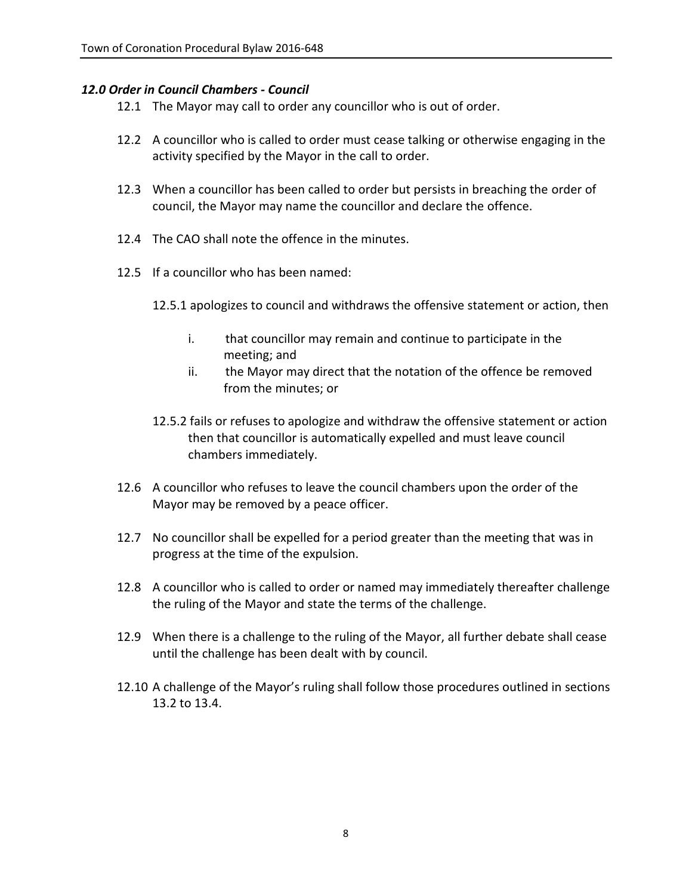### *12.0 Order in Council Chambers - Council*

12.1 The Mayor may call to order any councillor who is out of order.

12.2 A councillor who is called to order must cease talking or otherwise engaging in the activity specified by the Mayor in the call to order.

12.3 When a councillor has been called to order but persists in breaching the order of council, the Mayor may name the councillor and declare the offence.

12.4 The CAO shall note the offence in the minutes.

12.5 If a councillor who has been named:

12.5.1 apologizes to council and withdraws the offensive statement or action, then

- i. that councillor may remain and continue to participate in the meeting; and
- ii. the Mayor may direct that the notation of the offence be removed from the minutes; or

12.5.2 fails or refuses to apologize and withdraw the offensive statement or action then that councillor is automatically expelled and must leave council chambers immediately.

12.6 A councillor who refuses to leave the council chambers upon the order of the Mayor may be removed by a peace officer.

12.7 No councillor shall be expelled for a period greater than the meeting that was in progress at the time of the expulsion.

12.8 A councillor who is called to order or named may immediately thereafter challenge the ruling of the Mayor and state the terms of the challenge.

12.9 When there is a challenge to the ruling of the Mayor, all further debate shall cease until the challenge has been dealt with by council.

12.10 A challenge of the Mayor's ruling shall follow those procedures outlined in sections 13.2 to 13.4.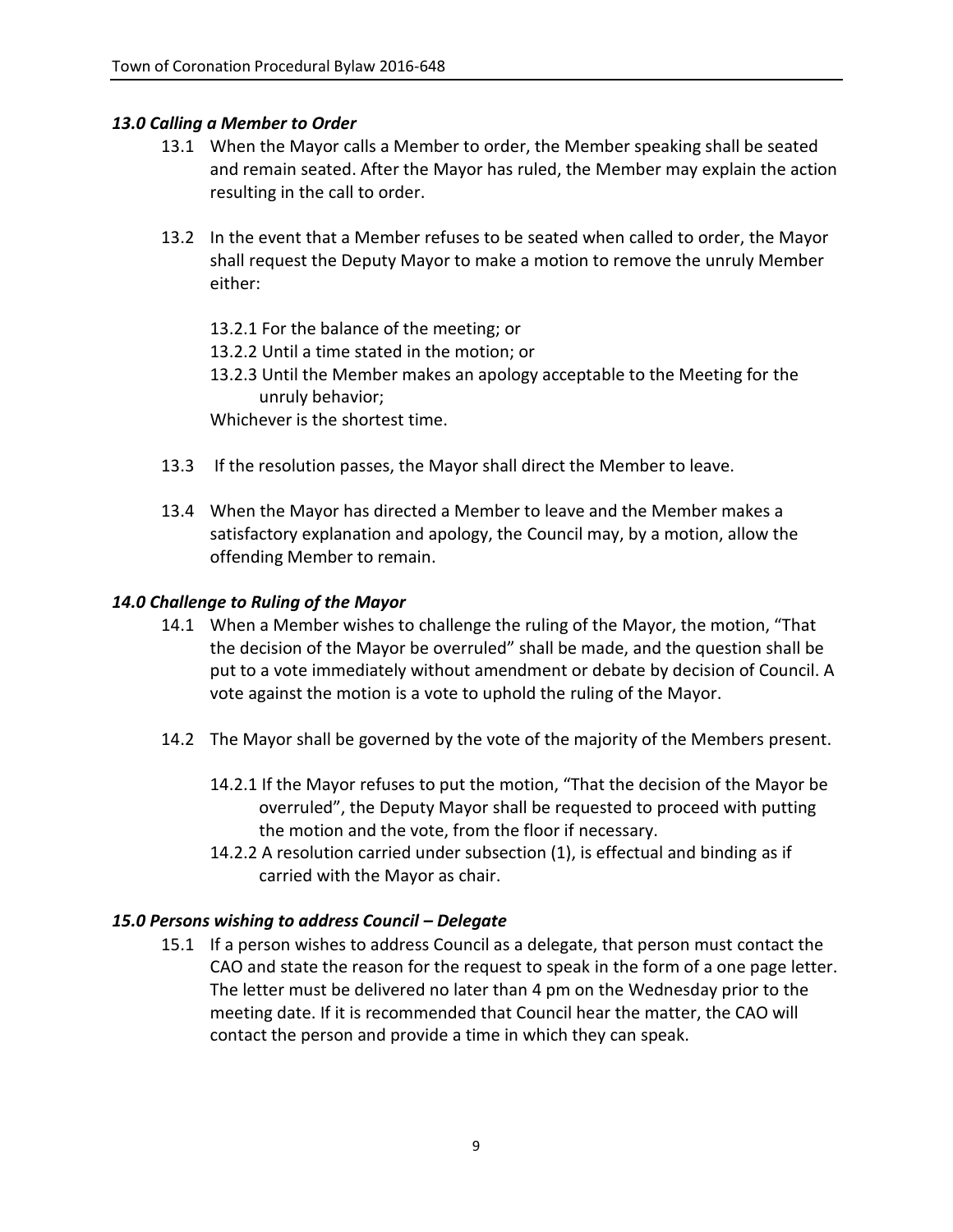### *13.0 Calling a Member to Order*

13.1 When the Mayor calls a Member to order, the Member speaking shall be seated and remain seated. After the Mayor has ruled, the Member may explain the action resulting in the call to order.

13.2 In the event that a Member refuses to be seated when called to order, the Mayor shall request the Deputy Mayor to make a motion to remove the unruly Member either:

13.2.1 For the balance of the meeting; or
13.2.2 Until a time stated in the motion; or
13.2.3 Until the Member makes an apology acceptable to the Meeting for the unruly behavior;
Whichever is the shortest time.

13.3 If the resolution passes, the Mayor shall direct the Member to leave.

13.4 When the Mayor has directed a Member to leave and the Member makes a satisfactory explanation and apology, the Council may, by a motion, allow the offending Member to remain.

### *14.0 Challenge to Ruling of the Mayor*

14.1 When a Member wishes to challenge the ruling of the Mayor, the motion, "That the decision of the Mayor be overruled" shall be made, and the question shall be put to a vote immediately without amendment or debate by decision of Council. A vote against the motion is a vote to uphold the ruling of the Mayor.

14.2 The Mayor shall be governed by the vote of the majority of the Members present.

14.2.1 If the Mayor refuses to put the motion, "That the decision of the Mayor be overruled", the Deputy Mayor shall be requested to proceed with putting the motion and the vote, from the floor if necessary.
14.2.2 A resolution carried under subsection (1), is effectual and binding as if carried with the Mayor as chair.

### *15.0 Persons wishing to address Council – Delegate*

15.1 If a person wishes to address Council as a delegate, that person must contact the CAO and state the reason for the request to speak in the form of a one page letter. The letter must be delivered no later than 4 pm on the Wednesday prior to the meeting date. If it is recommended that Council hear the matter, the CAO will contact the person and provide a time in which they can speak.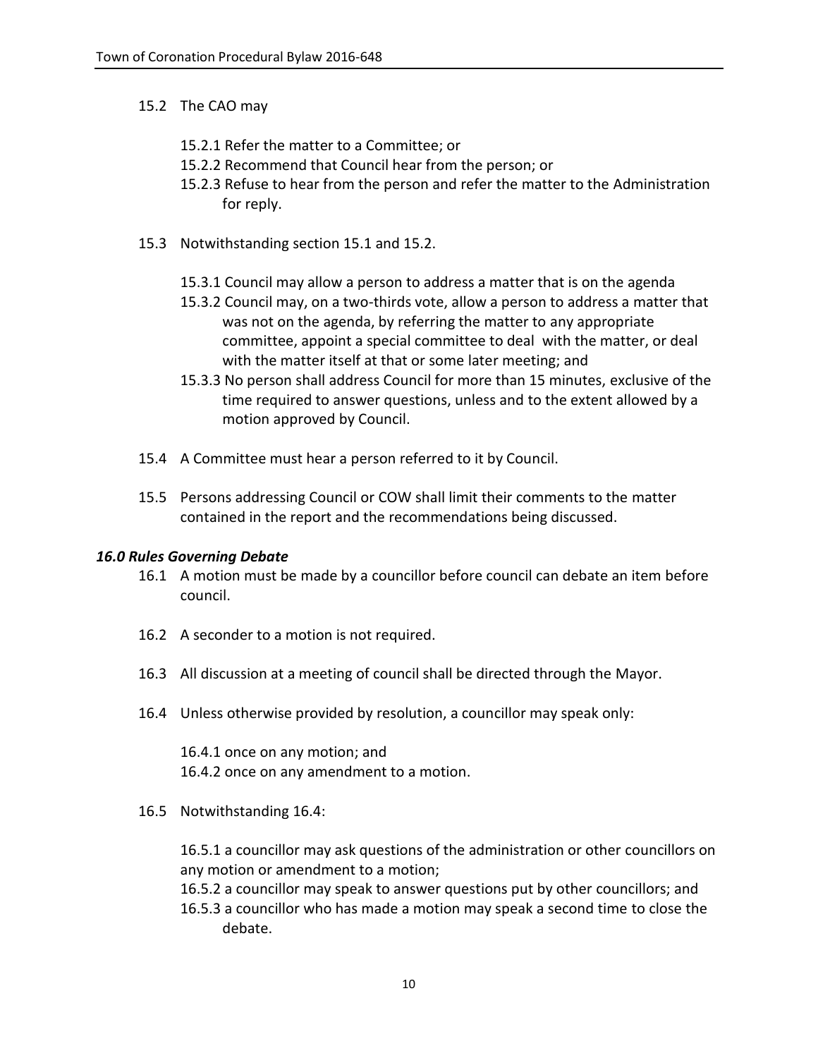15.2 The CAO may

15.2.1 Refer the matter to a Committee; or
15.2.2 Recommend that Council hear from the person; or
15.2.3 Refuse to hear from the person and refer the matter to the Administration for reply.

15.3 Notwithstanding section 15.1 and 15.2.

15.3.1 Council may allow a person to address a matter that is on the agenda
15.3.2 Council may, on a two-thirds vote, allow a person to address a matter that was not on the agenda, by referring the matter to any appropriate committee, appoint a special committee to deal with the matter, or deal with the matter itself at that or some later meeting; and
15.3.3 No person shall address Council for more than 15 minutes, exclusive of the time required to answer questions, unless and to the extent allowed by a motion approved by Council.

15.4 A Committee must hear a person referred to it by Council.

15.5 Persons addressing Council or COW shall limit their comments to the matter contained in the report and the recommendations being discussed.

### *16.0 Rules Governing Debate*

16.1 A motion must be made by a councillor before council can debate an item before council.

16.2 A seconder to a motion is not required.

16.3 All discussion at a meeting of council shall be directed through the Mayor.

16.4 Unless otherwise provided by resolution, a councillor may speak only:

16.4.1 once on any motion; and
16.4.2 once on any amendment to a motion.

16.5 Notwithstanding 16.4:

16.5.1 a councillor may ask questions of the administration or other councillors on any motion or amendment to a motion;
16.5.2 a councillor may speak to answer questions put by other councillors; and
16.5.3 a councillor who has made a motion may speak a second time to close the debate.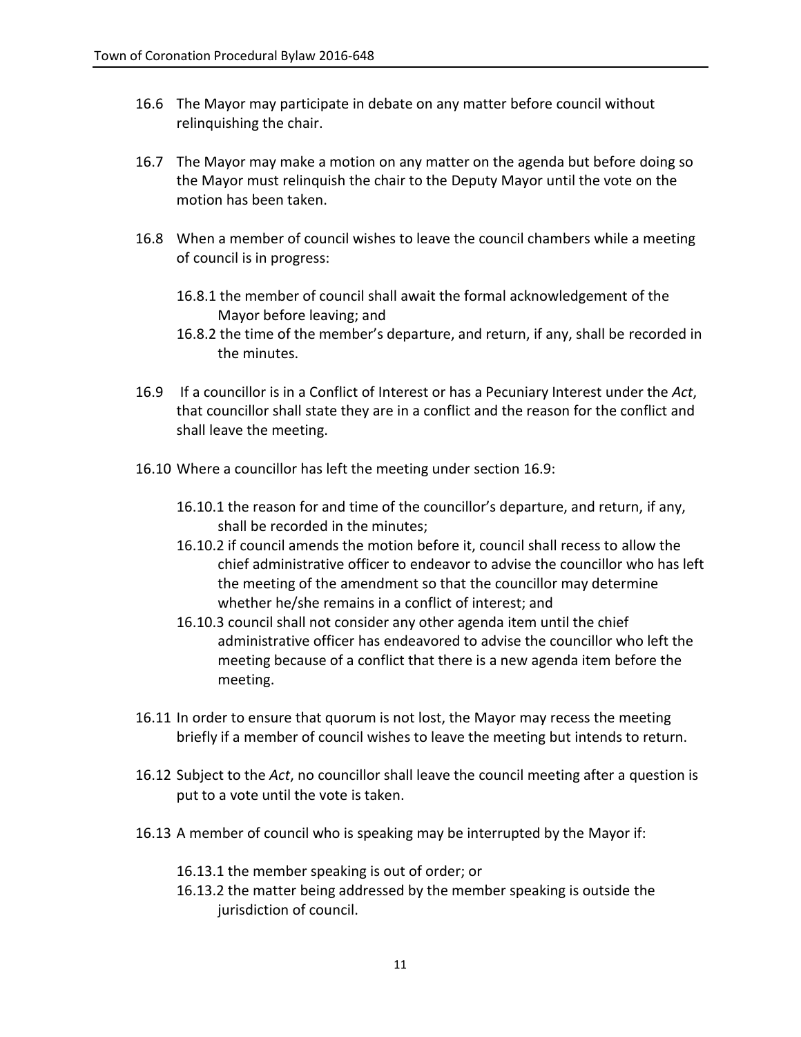16.6 The Mayor may participate in debate on any matter before council without relinquishing the chair.

16.7 The Mayor may make a motion on any matter on the agenda but before doing so the Mayor must relinquish the chair to the Deputy Mayor until the vote on the motion has been taken.

16.8 When a member of council wishes to leave the council chambers while a meeting of council is in progress:

16.8.1 the member of council shall await the formal acknowledgement of the Mayor before leaving; and

16.8.2 the time of the member's departure, and return, if any, shall be recorded in the minutes.

16.9 If a councillor is in a Conflict of Interest or has a Pecuniary Interest under the *Act*, that councillor shall state they are in a conflict and the reason for the conflict and shall leave the meeting.

16.10 Where a councillor has left the meeting under section 16.9:

16.10.1 the reason for and time of the councillor's departure, and return, if any, shall be recorded in the minutes;

16.10.2 if council amends the motion before it, council shall recess to allow the chief administrative officer to endeavor to advise the councillor who has left the meeting of the amendment so that the councillor may determine whether he/she remains in a conflict of interest; and

16.10.3 council shall not consider any other agenda item until the chief administrative officer has endeavored to advise the councillor who left the meeting because of a conflict that there is a new agenda item before the meeting.

16.11 In order to ensure that quorum is not lost, the Mayor may recess the meeting briefly if a member of council wishes to leave the meeting but intends to return.

16.12 Subject to the *Act*, no councillor shall leave the council meeting after a question is put to a vote until the vote is taken.

16.13 A member of council who is speaking may be interrupted by the Mayor if:

16.13.1 the member speaking is out of order; or

16.13.2 the matter being addressed by the member speaking is outside the jurisdiction of council.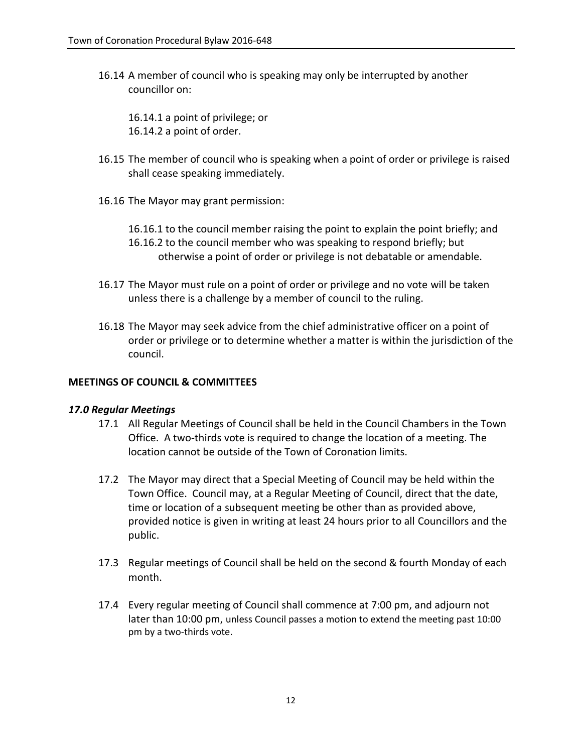16.14 A member of council who is speaking may only be interrupted by another councillor on:

16.14.1 a point of privilege; or
16.14.2 a point of order.

16.15 The member of council who is speaking when a point of order or privilege is raised shall cease speaking immediately.

16.16 The Mayor may grant permission:

16.16.1 to the council member raising the point to explain the point briefly; and
16.16.2 to the council member who was speaking to respond briefly; but otherwise a point of order or privilege is not debatable or amendable.

16.17 The Mayor must rule on a point of order or privilege and no vote will be taken unless there is a challenge by a member of council to the ruling.

16.18 The Mayor may seek advice from the chief administrative officer on a point of order or privilege or to determine whether a matter is within the jurisdiction of the council.

## MEETINGS OF COUNCIL & COMMITTEES

### *17.0 Regular Meetings*

17.1 All Regular Meetings of Council shall be held in the Council Chambers in the Town Office. A two-thirds vote is required to change the location of a meeting. The location cannot be outside of the Town of Coronation limits.

17.2 The Mayor may direct that a Special Meeting of Council may be held within the Town Office. Council may, at a Regular Meeting of Council, direct that the date, time or location of a subsequent meeting be other than as provided above, provided notice is given in writing at least 24 hours prior to all Councillors and the public.

17.3 Regular meetings of Council shall be held on the second & fourth Monday of each month.

17.4 Every regular meeting of Council shall commence at 7:00 pm, and adjourn not later than 10:00 pm, unless Council passes a motion to extend the meeting past 10:00 pm by a two-thirds vote.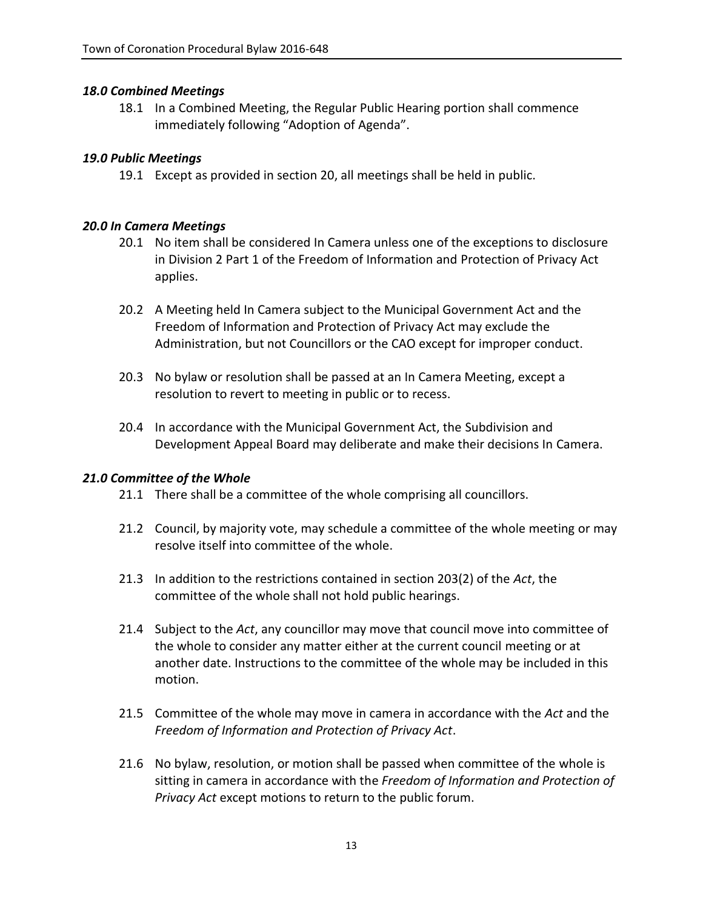### *18.0 Combined Meetings*

18.1 In a Combined Meeting, the Regular Public Hearing portion shall commence immediately following "Adoption of Agenda".

### *19.0 Public Meetings*

19.1 Except as provided in section 20, all meetings shall be held in public.

### *20.0 In Camera Meetings*

20.1 No item shall be considered In Camera unless one of the exceptions to disclosure in Division 2 Part 1 of the Freedom of Information and Protection of Privacy Act applies.

20.2 A Meeting held In Camera subject to the Municipal Government Act and the Freedom of Information and Protection of Privacy Act may exclude the Administration, but not Councillors or the CAO except for improper conduct.

20.3 No bylaw or resolution shall be passed at an In Camera Meeting, except a resolution to revert to meeting in public or to recess.

20.4 In accordance with the Municipal Government Act, the Subdivision and Development Appeal Board may deliberate and make their decisions In Camera.

### *21.0 Committee of the Whole*

21.1 There shall be a committee of the whole comprising all councillors.

21.2 Council, by majority vote, may schedule a committee of the whole meeting or may resolve itself into committee of the whole.

21.3 In addition to the restrictions contained in section 203(2) of the *Act*, the committee of the whole shall not hold public hearings.

21.4 Subject to the *Act*, any councillor may move that council move into committee of the whole to consider any matter either at the current council meeting or at another date. Instructions to the committee of the whole may be included in this motion.

21.5 Committee of the whole may move in camera in accordance with the *Act* and the *Freedom of Information and Protection of Privacy Act*.

21.6 No bylaw, resolution, or motion shall be passed when committee of the whole is sitting in camera in accordance with the *Freedom of Information and Protection of Privacy Act* except motions to return to the public forum.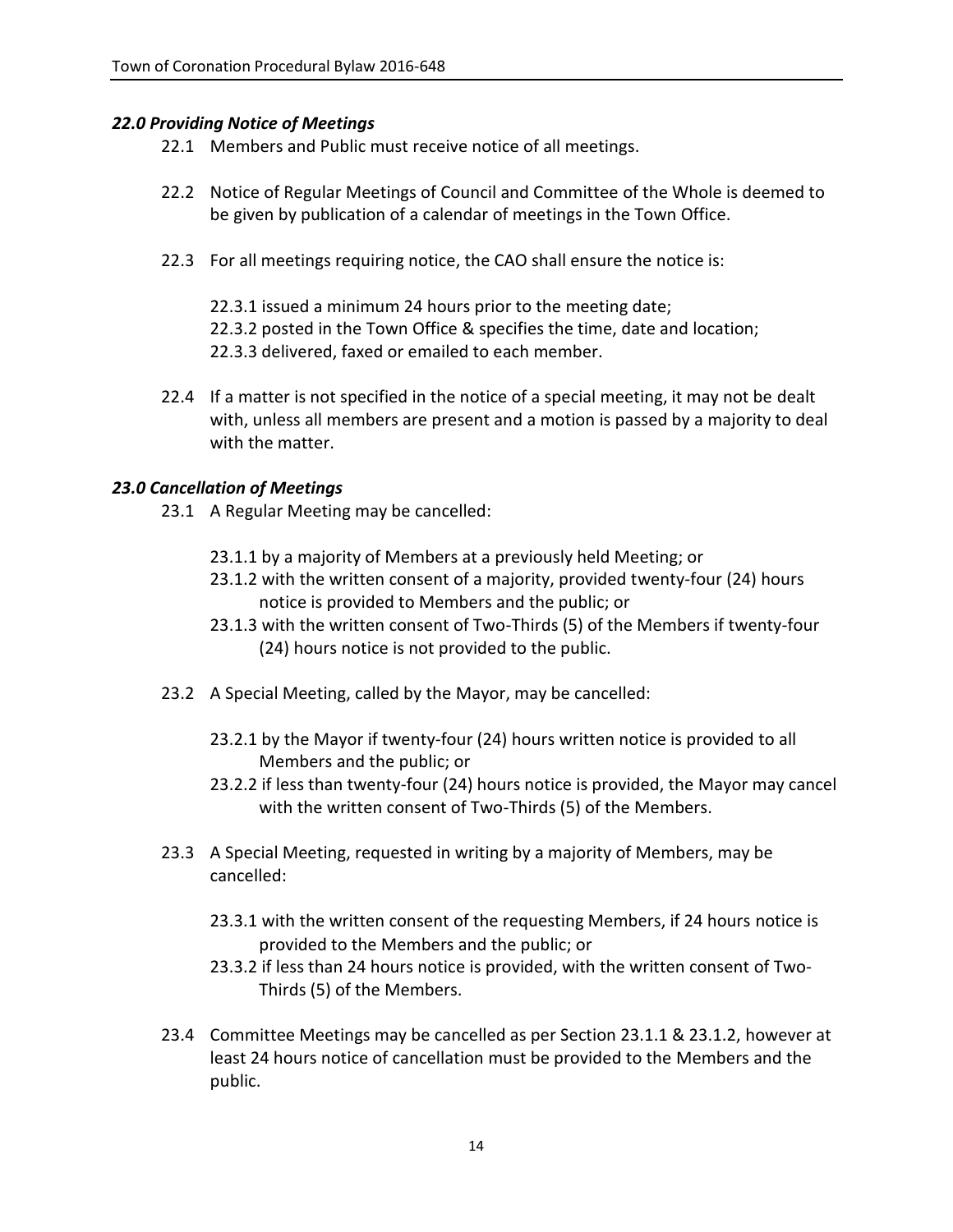### *22.0 Providing Notice of Meetings*

22.1 Members and Public must receive notice of all meetings.

22.2 Notice of Regular Meetings of Council and Committee of the Whole is deemed to be given by publication of a calendar of meetings in the Town Office.

22.3 For all meetings requiring notice, the CAO shall ensure the notice is:

22.3.1 issued a minimum 24 hours prior to the meeting date;
22.3.2 posted in the Town Office & specifies the time, date and location;
22.3.3 delivered, faxed or emailed to each member.

22.4 If a matter is not specified in the notice of a special meeting, it may not be dealt with, unless all members are present and a motion is passed by a majority to deal with the matter.

### *23.0 Cancellation of Meetings*

23.1 A Regular Meeting may be cancelled:

23.1.1 by a majority of Members at a previously held Meeting; or
23.1.2 with the written consent of a majority, provided twenty-four (24) hours notice is provided to Members and the public; or
23.1.3 with the written consent of Two-Thirds (5) of the Members if twenty-four (24) hours notice is not provided to the public.

23.2 A Special Meeting, called by the Mayor, may be cancelled:

23.2.1 by the Mayor if twenty-four (24) hours written notice is provided to all Members and the public; or
23.2.2 if less than twenty-four (24) hours notice is provided, the Mayor may cancel with the written consent of Two-Thirds (5) of the Members.

23.3 A Special Meeting, requested in writing by a majority of Members, may be cancelled:

23.3.1 with the written consent of the requesting Members, if 24 hours notice is provided to the Members and the public; or
23.3.2 if less than 24 hours notice is provided, with the written consent of Two-Thirds (5) of the Members.

23.4 Committee Meetings may be cancelled as per Section 23.1.1 & 23.1.2, however at least 24 hours notice of cancellation must be provided to the Members and the public.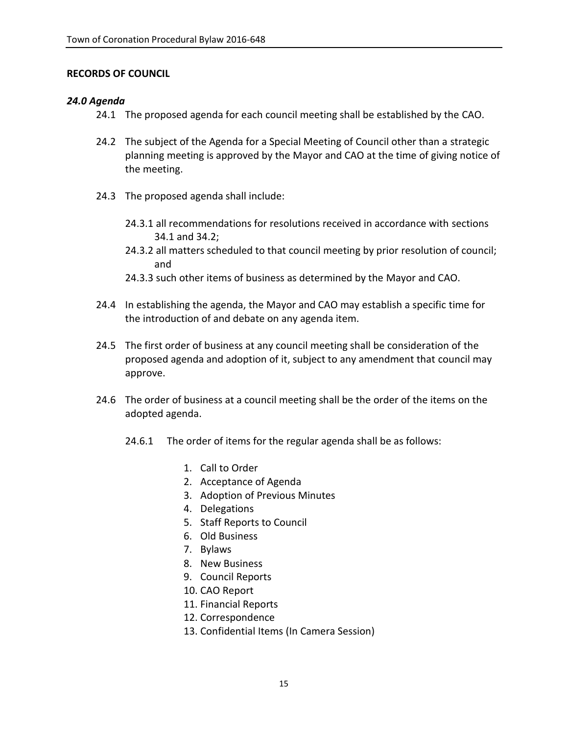## RECORDS OF COUNCIL

### *24.0 Agenda*

24.1 The proposed agenda for each council meeting shall be established by the CAO.

24.2 The subject of the Agenda for a Special Meeting of Council other than a strategic planning meeting is approved by the Mayor and CAO at the time of giving notice of the meeting.

24.3 The proposed agenda shall include:

24.3.1 all recommendations for resolutions received in accordance with sections 34.1 and 34.2;

24.3.2 all matters scheduled to that council meeting by prior resolution of council; and

24.3.3 such other items of business as determined by the Mayor and CAO.

24.4 In establishing the agenda, the Mayor and CAO may establish a specific time for the introduction of and debate on any agenda item.

24.5 The first order of business at any council meeting shall be consideration of the proposed agenda and adoption of it, subject to any amendment that council may approve.

24.6 The order of business at a council meeting shall be the order of the items on the adopted agenda.

24.6.1 The order of items for the regular agenda shall be as follows:

1. Call to Order
2. Acceptance of Agenda
3. Adoption of Previous Minutes
4. Delegations
5. Staff Reports to Council
6. Old Business
7. Bylaws
8. New Business
9. Council Reports
10. CAO Report
11. Financial Reports
12. Correspondence
13. Confidential Items (In Camera Session)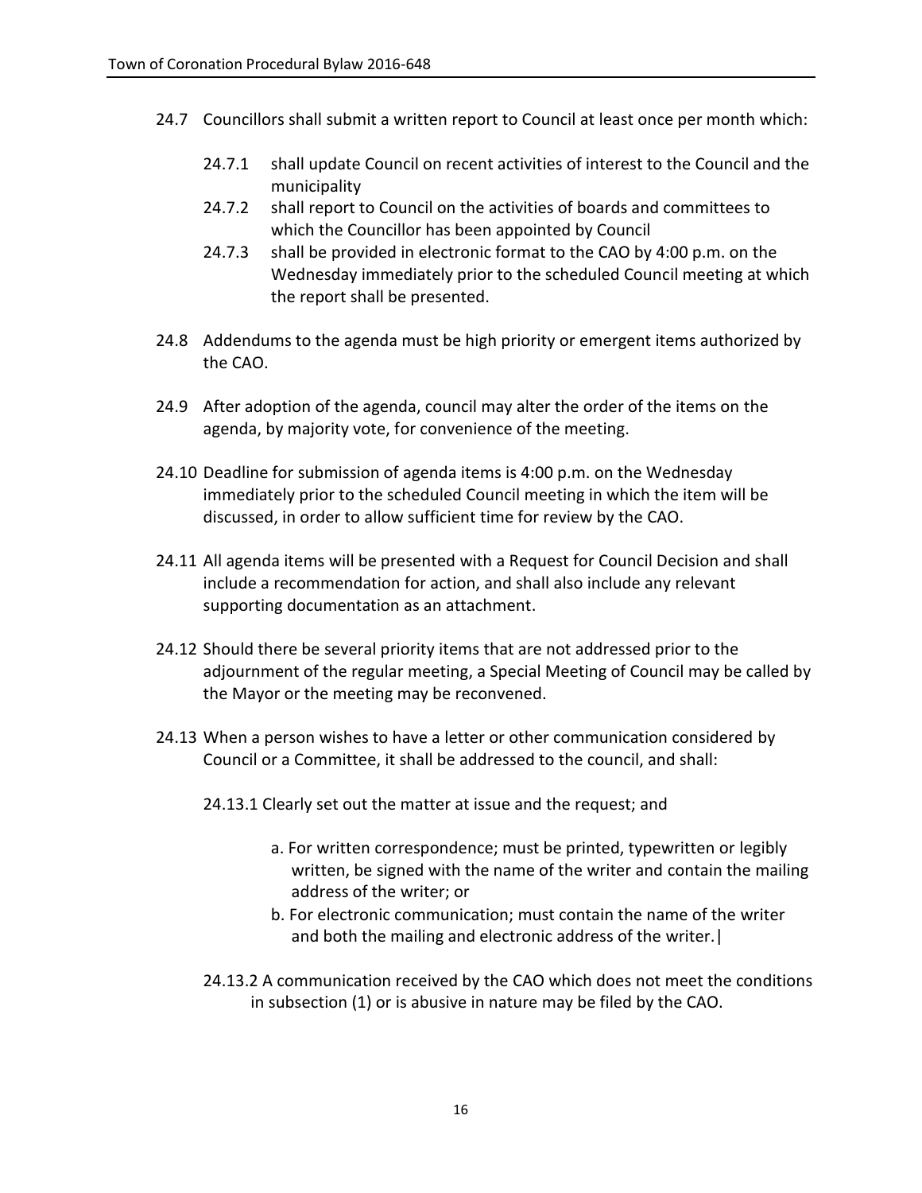24.7 Councillors shall submit a written report to Council at least once per month which:

- 24.7.1 shall update Council on recent activities of interest to the Council and the municipality
- 24.7.2 shall report to Council on the activities of boards and committees to which the Councillor has been appointed by Council
- 24.7.3 shall be provided in electronic format to the CAO by 4:00 p.m. on the Wednesday immediately prior to the scheduled Council meeting at which the report shall be presented.

24.8 Addendums to the agenda must be high priority or emergent items authorized by the CAO.

24.9 After adoption of the agenda, council may alter the order of the items on the agenda, by majority vote, for convenience of the meeting.

24.10 Deadline for submission of agenda items is 4:00 p.m. on the Wednesday immediately prior to the scheduled Council meeting in which the item will be discussed, in order to allow sufficient time for review by the CAO.

24.11 All agenda items will be presented with a Request for Council Decision and shall include a recommendation for action, and shall also include any relevant supporting documentation as an attachment.

24.12 Should there be several priority items that are not addressed prior to the adjournment of the regular meeting, a Special Meeting of Council may be called by the Mayor or the meeting may be reconvened.

24.13 When a person wishes to have a letter or other communication considered by Council or a Committee, it shall be addressed to the council, and shall:

24.13.1 Clearly set out the matter at issue and the request; and

a. For written correspondence; must be printed, typewritten or legibly written, be signed with the name of the writer and contain the mailing address of the writer; or

b. For electronic communication; must contain the name of the writer and both the mailing and electronic address of the writer.|

24.13.2 A communication received by the CAO which does not meet the conditions in subsection (1) or is abusive in nature may be filed by the CAO.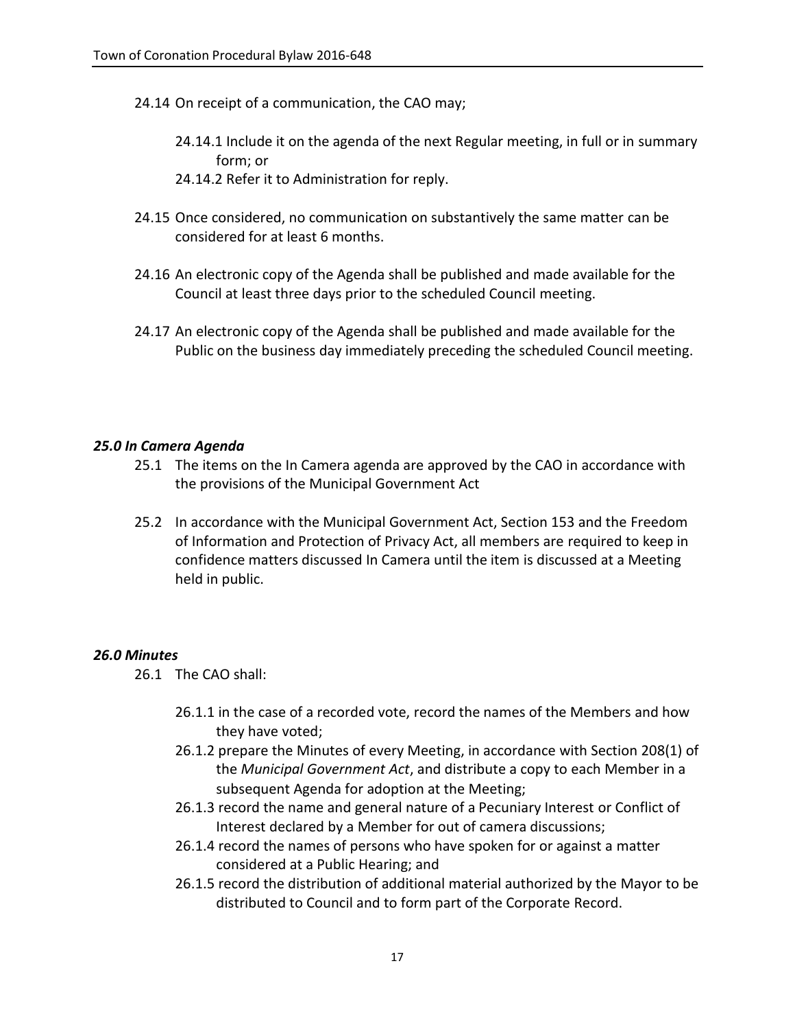24.14 On receipt of a communication, the CAO may;

24.14.1 Include it on the agenda of the next Regular meeting, in full or in summary form; or

24.14.2 Refer it to Administration for reply.

24.15 Once considered, no communication on substantively the same matter can be considered for at least 6 months.

24.16 An electronic copy of the Agenda shall be published and made available for the Council at least three days prior to the scheduled Council meeting.

24.17 An electronic copy of the Agenda shall be published and made available for the Public on the business day immediately preceding the scheduled Council meeting.

### *25.0 In Camera Agenda*

25.1 The items on the In Camera agenda are approved by the CAO in accordance with the provisions of the Municipal Government Act

25.2 In accordance with the Municipal Government Act, Section 153 and the Freedom of Information and Protection of Privacy Act, all members are required to keep in confidence matters discussed In Camera until the item is discussed at a Meeting held in public.

### *26.0 Minutes*

26.1 The CAO shall:

26.1.1 in the case of a recorded vote, record the names of the Members and how they have voted;

26.1.2 prepare the Minutes of every Meeting, in accordance with Section 208(1) of the *Municipal Government Act*, and distribute a copy to each Member in a subsequent Agenda for adoption at the Meeting;

26.1.3 record the name and general nature of a Pecuniary Interest or Conflict of Interest declared by a Member for out of camera discussions;

26.1.4 record the names of persons who have spoken for or against a matter considered at a Public Hearing; and

26.1.5 record the distribution of additional material authorized by the Mayor to be distributed to Council and to form part of the Corporate Record.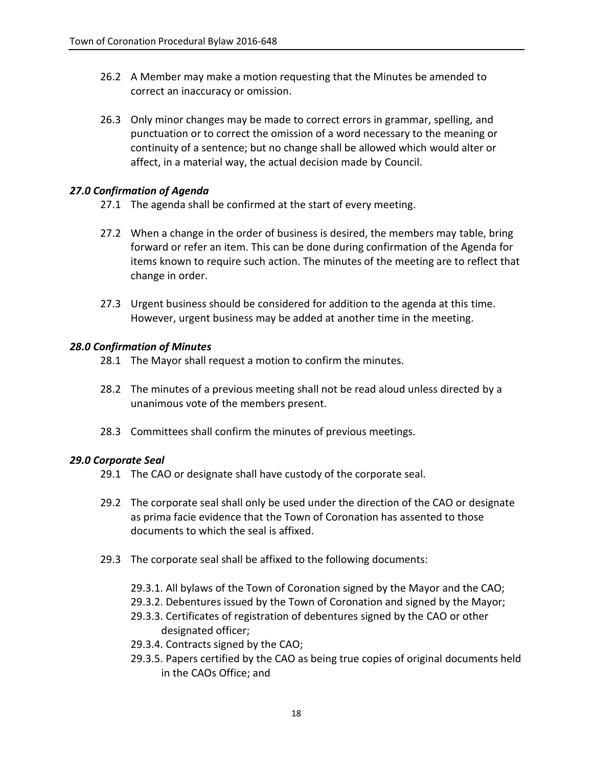26.2 A Member may make a motion requesting that the Minutes be amended to correct an inaccuracy or omission.

26.3 Only minor changes may be made to correct errors in grammar, spelling, and punctuation or to correct the omission of a word necessary to the meaning or continuity of a sentence; but no change shall be allowed which would alter or affect, in a material way, the actual decision made by Council.

### *27.0 Confirmation of Agenda*

27.1 The agenda shall be confirmed at the start of every meeting.

27.2 When a change in the order of business is desired, the members may table, bring forward or refer an item. This can be done during confirmation of the Agenda for items known to require such action. The minutes of the meeting are to reflect that change in order.

27.3 Urgent business should be considered for addition to the agenda at this time. However, urgent business may be added at another time in the meeting.

### *28.0 Confirmation of Minutes*

28.1 The Mayor shall request a motion to confirm the minutes.

28.2 The minutes of a previous meeting shall not be read aloud unless directed by a unanimous vote of the members present.

28.3 Committees shall confirm the minutes of previous meetings.

### *29.0 Corporate Seal*

29.1 The CAO or designate shall have custody of the corporate seal.

29.2 The corporate seal shall only be used under the direction of the CAO or designate as prima facie evidence that the Town of Coronation has assented to those documents to which the seal is affixed.

29.3 The corporate seal shall be affixed to the following documents:

29.3.1. All bylaws of the Town of Coronation signed by the Mayor and the CAO;
29.3.2. Debentures issued by the Town of Coronation and signed by the Mayor;
29.3.3. Certificates of registration of debentures signed by the CAO or other designated officer;
29.3.4. Contracts signed by the CAO;
29.3.5. Papers certified by the CAO as being true copies of original documents held in the CAOs Office; and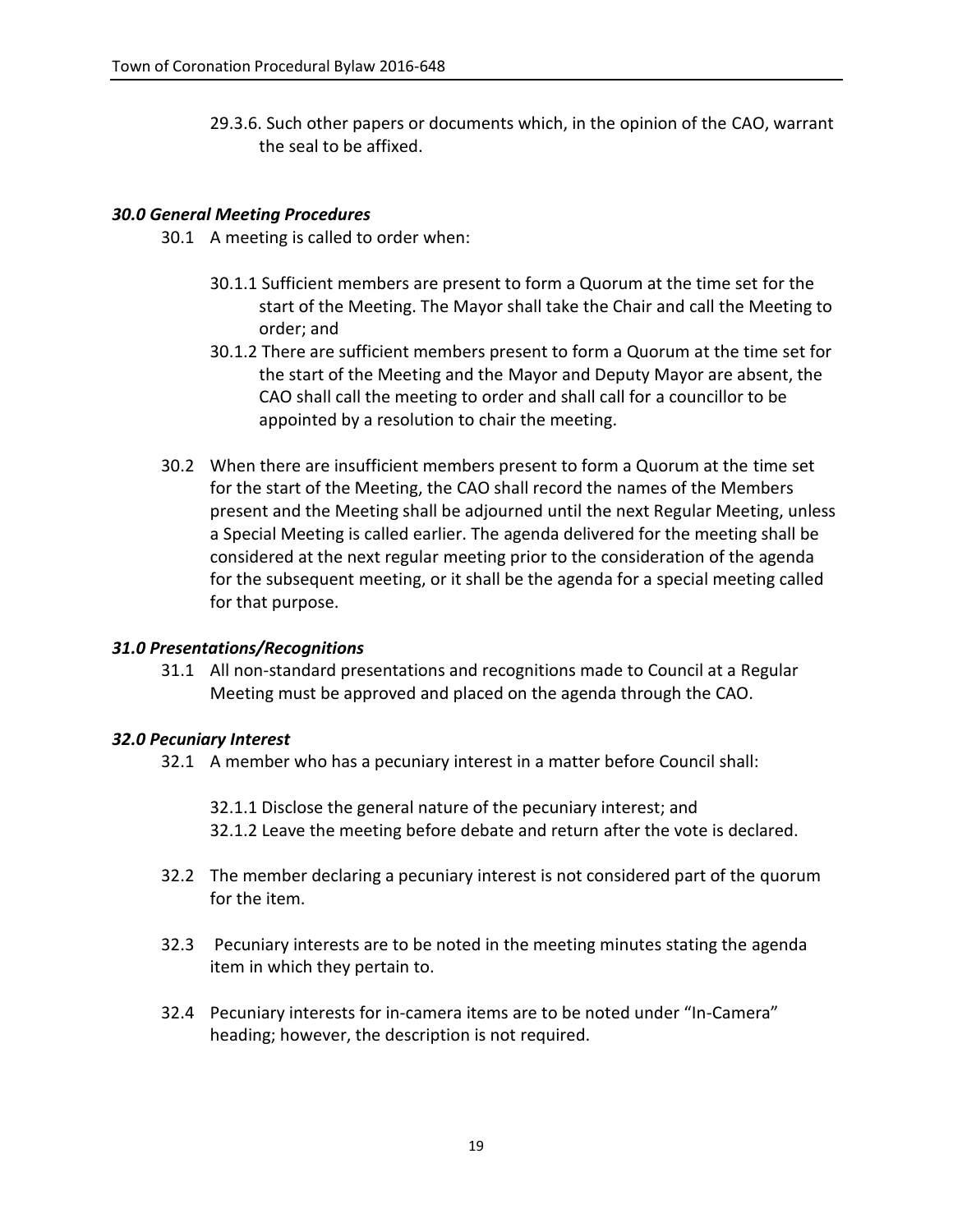29.3.6. Such other papers or documents which, in the opinion of the CAO, warrant the seal to be affixed.

### *30.0 General Meeting Procedures*

30.1 A meeting is called to order when:

30.1.1 Sufficient members are present to form a Quorum at the time set for the start of the Meeting. The Mayor shall take the Chair and call the Meeting to order; and

30.1.2 There are sufficient members present to form a Quorum at the time set for the start of the Meeting and the Mayor and Deputy Mayor are absent, the CAO shall call the meeting to order and shall call for a councillor to be appointed by a resolution to chair the meeting.

30.2 When there are insufficient members present to form a Quorum at the time set for the start of the Meeting, the CAO shall record the names of the Members present and the Meeting shall be adjourned until the next Regular Meeting, unless a Special Meeting is called earlier. The agenda delivered for the meeting shall be considered at the next regular meeting prior to the consideration of the agenda for the subsequent meeting, or it shall be the agenda for a special meeting called for that purpose.

### *31.0 Presentations/Recognitions*

31.1 All non-standard presentations and recognitions made to Council at a Regular Meeting must be approved and placed on the agenda through the CAO.

### *32.0 Pecuniary Interest*

32.1 A member who has a pecuniary interest in a matter before Council shall:

32.1.1 Disclose the general nature of the pecuniary interest; and
32.1.2 Leave the meeting before debate and return after the vote is declared.

32.2 The member declaring a pecuniary interest is not considered part of the quorum for the item.

32.3 Pecuniary interests are to be noted in the meeting minutes stating the agenda item in which they pertain to.

32.4 Pecuniary interests for in-camera items are to be noted under "In-Camera" heading; however, the description is not required.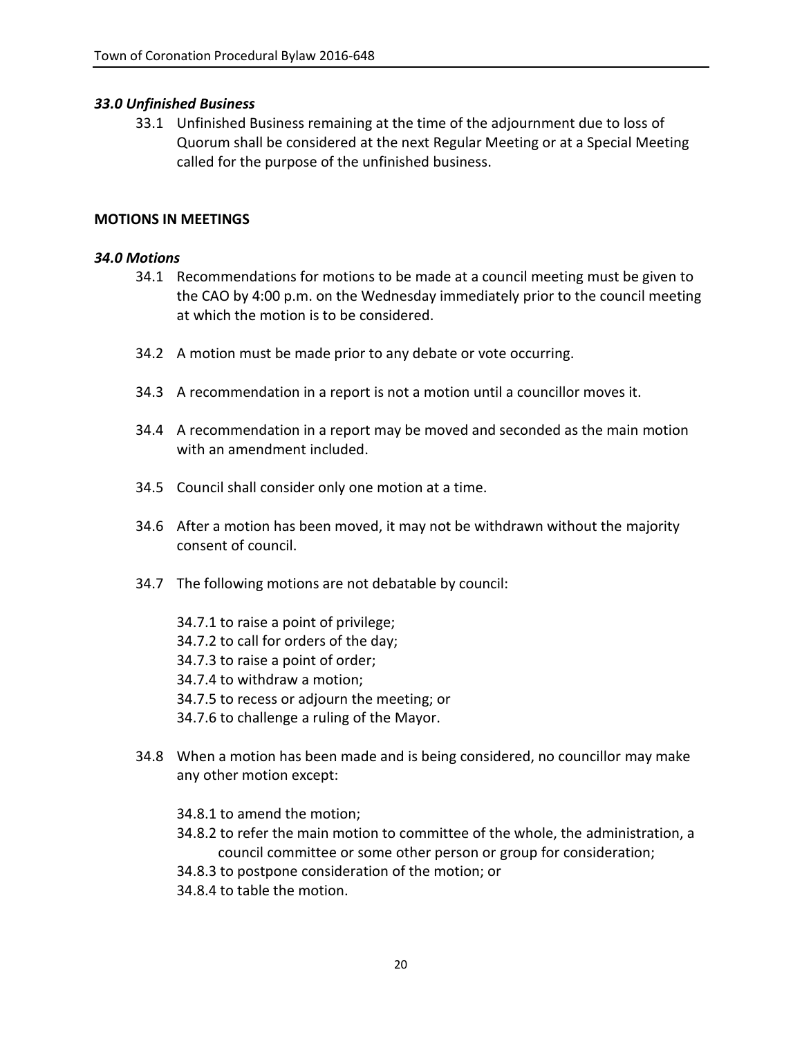### *33.0 Unfinished Business*

33.1 Unfinished Business remaining at the time of the adjournment due to loss of Quorum shall be considered at the next Regular Meeting or at a Special Meeting called for the purpose of the unfinished business.

## MOTIONS IN MEETINGS

### *34.0 Motions*

34.1 Recommendations for motions to be made at a council meeting must be given to the CAO by 4:00 p.m. on the Wednesday immediately prior to the council meeting at which the motion is to be considered.

34.2 A motion must be made prior to any debate or vote occurring.

34.3 A recommendation in a report is not a motion until a councillor moves it.

34.4 A recommendation in a report may be moved and seconded as the main motion with an amendment included.

34.5 Council shall consider only one motion at a time.

34.6 After a motion has been moved, it may not be withdrawn without the majority consent of council.

34.7 The following motions are not debatable by council:

34.7.1 to raise a point of privilege;
34.7.2 to call for orders of the day;
34.7.3 to raise a point of order;
34.7.4 to withdraw a motion;
34.7.5 to recess or adjourn the meeting; or
34.7.6 to challenge a ruling of the Mayor.

34.8 When a motion has been made and is being considered, no councillor may make any other motion except:

34.8.1 to amend the motion;
34.8.2 to refer the main motion to committee of the whole, the administration, a council committee or some other person or group for consideration;
34.8.3 to postpone consideration of the motion; or
34.8.4 to table the motion.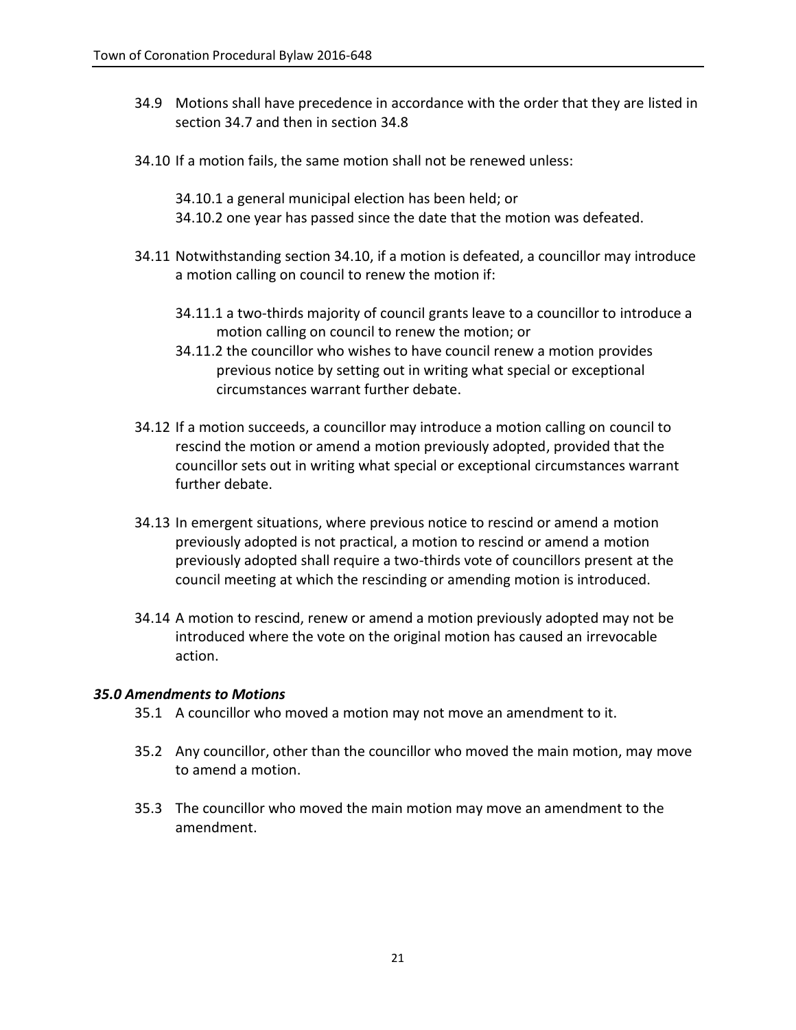34.9 Motions shall have precedence in accordance with the order that they are listed in section 34.7 and then in section 34.8

34.10 If a motion fails, the same motion shall not be renewed unless:

34.10.1 a general municipal election has been held; or
34.10.2 one year has passed since the date that the motion was defeated.

34.11 Notwithstanding section 34.10, if a motion is defeated, a councillor may introduce a motion calling on council to renew the motion if:

34.11.1 a two-thirds majority of council grants leave to a councillor to introduce a motion calling on council to renew the motion; or
34.11.2 the councillor who wishes to have council renew a motion provides previous notice by setting out in writing what special or exceptional circumstances warrant further debate.

34.12 If a motion succeeds, a councillor may introduce a motion calling on council to rescind the motion or amend a motion previously adopted, provided that the councillor sets out in writing what special or exceptional circumstances warrant further debate.

34.13 In emergent situations, where previous notice to rescind or amend a motion previously adopted is not practical, a motion to rescind or amend a motion previously adopted shall require a two-thirds vote of councillors present at the council meeting at which the rescinding or amending motion is introduced.

34.14 A motion to rescind, renew or amend a motion previously adopted may not be introduced where the vote on the original motion has caused an irrevocable action.

### *35.0 Amendments to Motions*

35.1 A councillor who moved a motion may not move an amendment to it.

35.2 Any councillor, other than the councillor who moved the main motion, may move to amend a motion.

35.3 The councillor who moved the main motion may move an amendment to the amendment.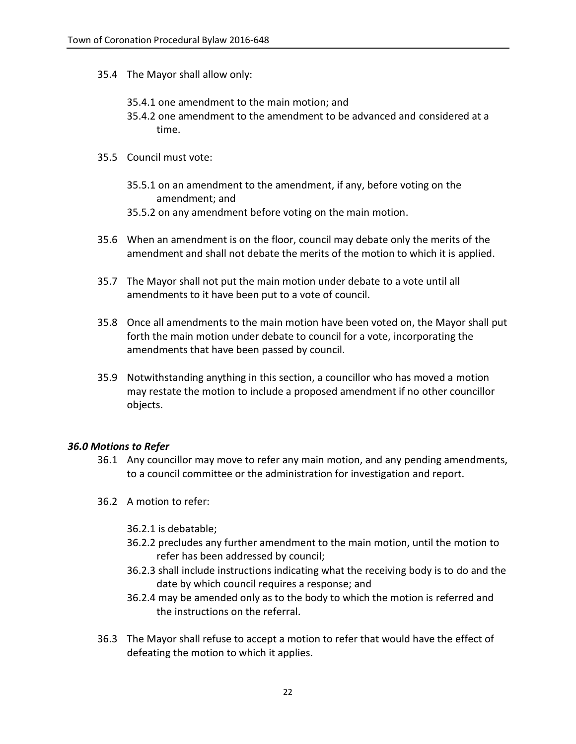35.4 The Mayor shall allow only:

35.4.1 one amendment to the main motion; and
35.4.2 one amendment to the amendment to be advanced and considered at a time.

35.5 Council must vote:

35.5.1 on an amendment to the amendment, if any, before voting on the amendment; and
35.5.2 on any amendment before voting on the main motion.

35.6 When an amendment is on the floor, council may debate only the merits of the amendment and shall not debate the merits of the motion to which it is applied.

35.7 The Mayor shall not put the main motion under debate to a vote until all amendments to it have been put to a vote of council.

35.8 Once all amendments to the main motion have been voted on, the Mayor shall put forth the main motion under debate to council for a vote, incorporating the amendments that have been passed by council.

35.9 Notwithstanding anything in this section, a councillor who has moved a motion may restate the motion to include a proposed amendment if no other councillor objects.

### *36.0 Motions to Refer*

36.1 Any councillor may move to refer any main motion, and any pending amendments, to a council committee or the administration for investigation and report.

36.2 A motion to refer:

36.2.1 is debatable;
36.2.2 precludes any further amendment to the main motion, until the motion to refer has been addressed by council;
36.2.3 shall include instructions indicating what the receiving body is to do and the date by which council requires a response; and
36.2.4 may be amended only as to the body to which the motion is referred and the instructions on the referral.

36.3 The Mayor shall refuse to accept a motion to refer that would have the effect of defeating the motion to which it applies.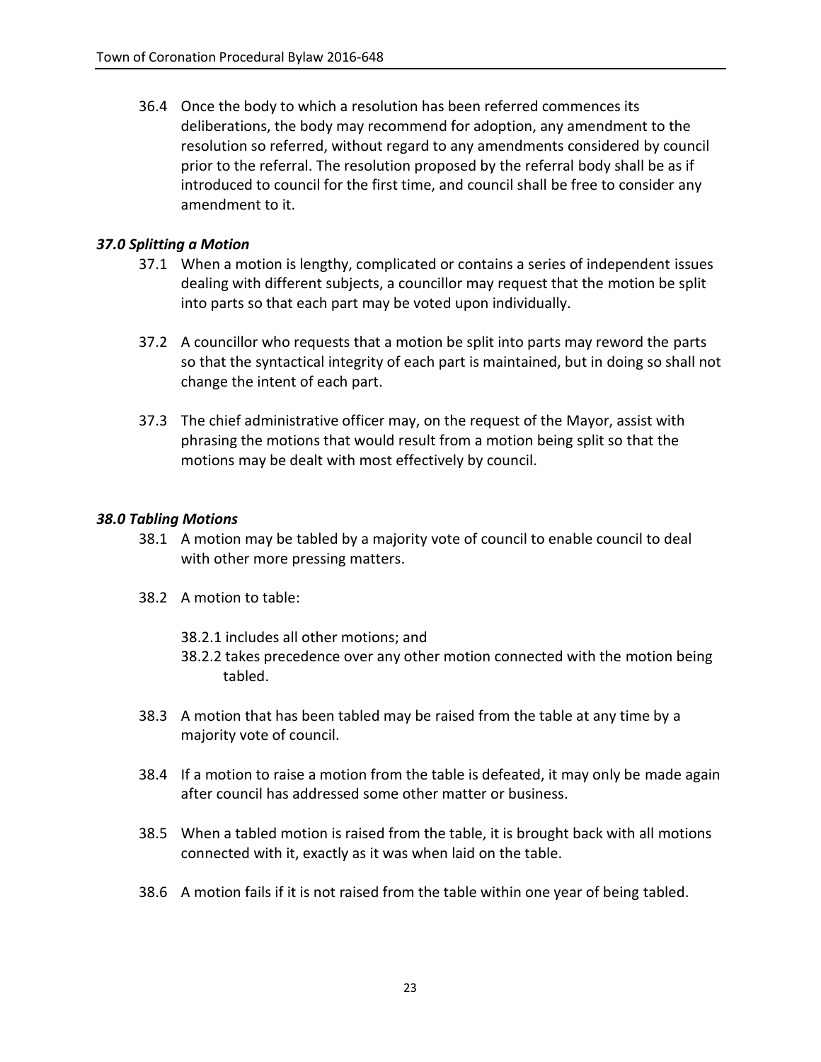36.4 Once the body to which a resolution has been referred commences its deliberations, the body may recommend for adoption, any amendment to the resolution so referred, without regard to any amendments considered by council prior to the referral. The resolution proposed by the referral body shall be as if introduced to council for the first time, and council shall be free to consider any amendment to it.

### *37.0 Splitting a Motion*

37.1 When a motion is lengthy, complicated or contains a series of independent issues dealing with different subjects, a councillor may request that the motion be split into parts so that each part may be voted upon individually.

37.2 A councillor who requests that a motion be split into parts may reword the parts so that the syntactical integrity of each part is maintained, but in doing so shall not change the intent of each part.

37.3 The chief administrative officer may, on the request of the Mayor, assist with phrasing the motions that would result from a motion being split so that the motions may be dealt with most effectively by council.

### *38.0 Tabling Motions*

38.1 A motion may be tabled by a majority vote of council to enable council to deal with other more pressing matters.

38.2 A motion to table:

38.2.1 includes all other motions; and

38.2.2 takes precedence over any other motion connected with the motion being tabled.

38.3 A motion that has been tabled may be raised from the table at any time by a majority vote of council.

38.4 If a motion to raise a motion from the table is defeated, it may only be made again after council has addressed some other matter or business.

38.5 When a tabled motion is raised from the table, it is brought back with all motions connected with it, exactly as it was when laid on the table.

38.6 A motion fails if it is not raised from the table within one year of being tabled.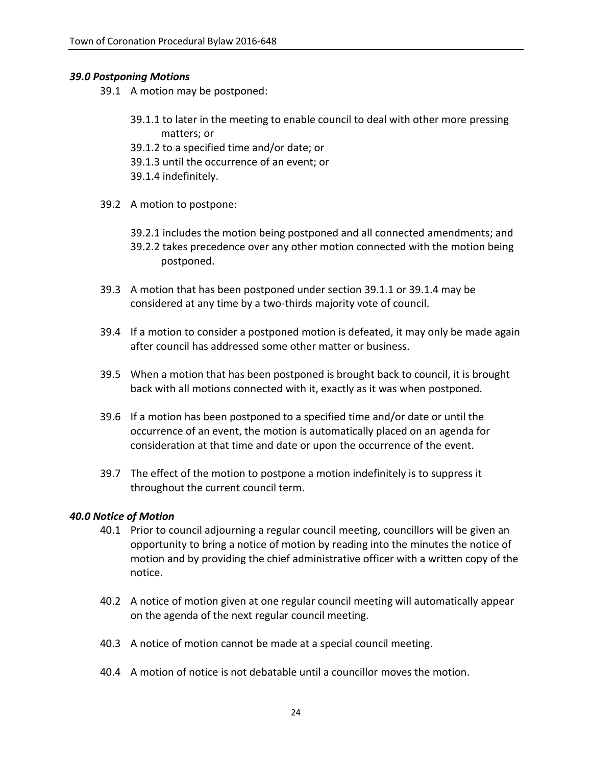### *39.0 Postponing Motions*

39.1 A motion may be postponed:

- 39.1.1 to later in the meeting to enable council to deal with other more pressing matters; or
- 39.1.2 to a specified time and/or date; or
- 39.1.3 until the occurrence of an event; or
- 39.1.4 indefinitely.

39.2 A motion to postpone:

- 39.2.1 includes the motion being postponed and all connected amendments; and
- 39.2.2 takes precedence over any other motion connected with the motion being postponed.

39.3 A motion that has been postponed under section 39.1.1 or 39.1.4 may be considered at any time by a two-thirds majority vote of council.

39.4 If a motion to consider a postponed motion is defeated, it may only be made again after council has addressed some other matter or business.

39.5 When a motion that has been postponed is brought back to council, it is brought back with all motions connected with it, exactly as it was when postponed.

39.6 If a motion has been postponed to a specified time and/or date or until the occurrence of an event, the motion is automatically placed on an agenda for consideration at that time and date or upon the occurrence of the event.

39.7 The effect of the motion to postpone a motion indefinitely is to suppress it throughout the current council term.

### *40.0 Notice of Motion*

40.1 Prior to council adjourning a regular council meeting, councillors will be given an opportunity to bring a notice of motion by reading into the minutes the notice of motion and by providing the chief administrative officer with a written copy of the notice.

40.2 A notice of motion given at one regular council meeting will automatically appear on the agenda of the next regular council meeting.

40.3 A notice of motion cannot be made at a special council meeting.

40.4 A motion of notice is not debatable until a councillor moves the motion.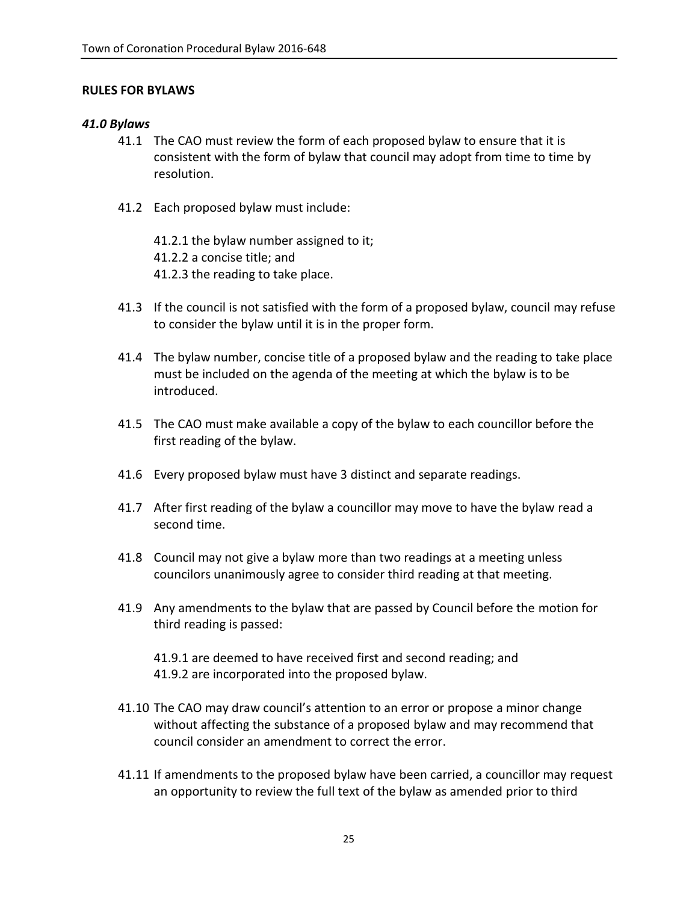## RULES FOR BYLAWS

### *41.0 Bylaws*

41.1 The CAO must review the form of each proposed bylaw to ensure that it is consistent with the form of bylaw that council may adopt from time to time by resolution.

41.2 Each proposed bylaw must include:

41.2.1 the bylaw number assigned to it;
41.2.2 a concise title; and
41.2.3 the reading to take place.

41.3 If the council is not satisfied with the form of a proposed bylaw, council may refuse to consider the bylaw until it is in the proper form.

41.4 The bylaw number, concise title of a proposed bylaw and the reading to take place must be included on the agenda of the meeting at which the bylaw is to be introduced.

41.5 The CAO must make available a copy of the bylaw to each councillor before the first reading of the bylaw.

41.6 Every proposed bylaw must have 3 distinct and separate readings.

41.7 After first reading of the bylaw a councillor may move to have the bylaw read a second time.

41.8 Council may not give a bylaw more than two readings at a meeting unless councilors unanimously agree to consider third reading at that meeting.

41.9 Any amendments to the bylaw that are passed by Council before the motion for third reading is passed:

41.9.1 are deemed to have received first and second reading; and
41.9.2 are incorporated into the proposed bylaw.

41.10 The CAO may draw council's attention to an error or propose a minor change without affecting the substance of a proposed bylaw and may recommend that council consider an amendment to correct the error.

41.11 If amendments to the proposed bylaw have been carried, a councillor may request an opportunity to review the full text of the bylaw as amended prior to third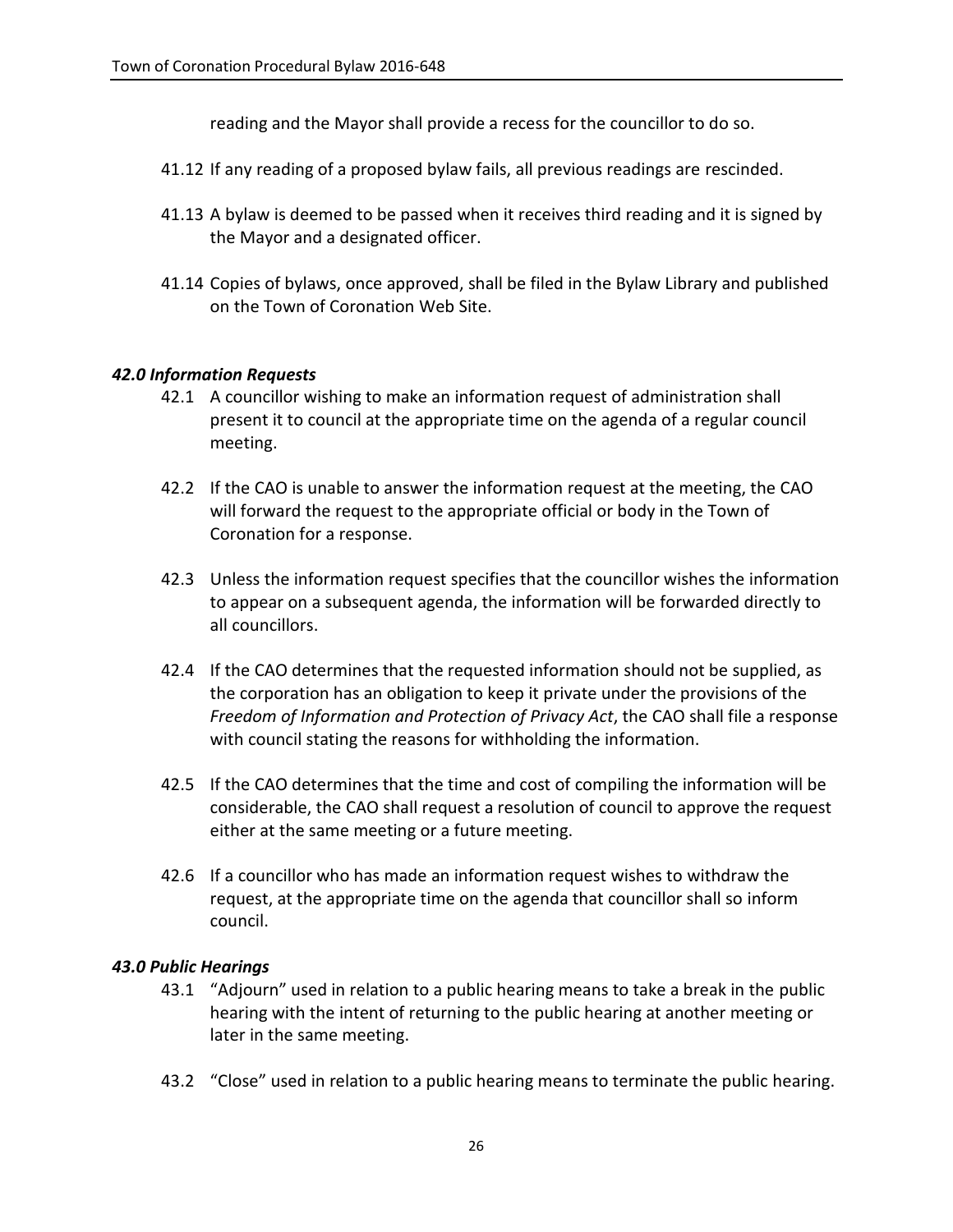reading and the Mayor shall provide a recess for the councillor to do so.

41.12 If any reading of a proposed bylaw fails, all previous readings are rescinded.

41.13 A bylaw is deemed to be passed when it receives third reading and it is signed by the Mayor and a designated officer.

41.14 Copies of bylaws, once approved, shall be filed in the Bylaw Library and published on the Town of Coronation Web Site.

### *42.0 Information Requests*

42.1 A councillor wishing to make an information request of administration shall present it to council at the appropriate time on the agenda of a regular council meeting.

42.2 If the CAO is unable to answer the information request at the meeting, the CAO will forward the request to the appropriate official or body in the Town of Coronation for a response.

42.3 Unless the information request specifies that the councillor wishes the information to appear on a subsequent agenda, the information will be forwarded directly to all councillors.

42.4 If the CAO determines that the requested information should not be supplied, as the corporation has an obligation to keep it private under the provisions of the *Freedom of Information and Protection of Privacy Act*, the CAO shall file a response with council stating the reasons for withholding the information.

42.5 If the CAO determines that the time and cost of compiling the information will be considerable, the CAO shall request a resolution of council to approve the request either at the same meeting or a future meeting.

42.6 If a councillor who has made an information request wishes to withdraw the request, at the appropriate time on the agenda that councillor shall so inform council.

### *43.0 Public Hearings*

43.1 "Adjourn" used in relation to a public hearing means to take a break in the public hearing with the intent of returning to the public hearing at another meeting or later in the same meeting.

43.2 "Close" used in relation to a public hearing means to terminate the public hearing.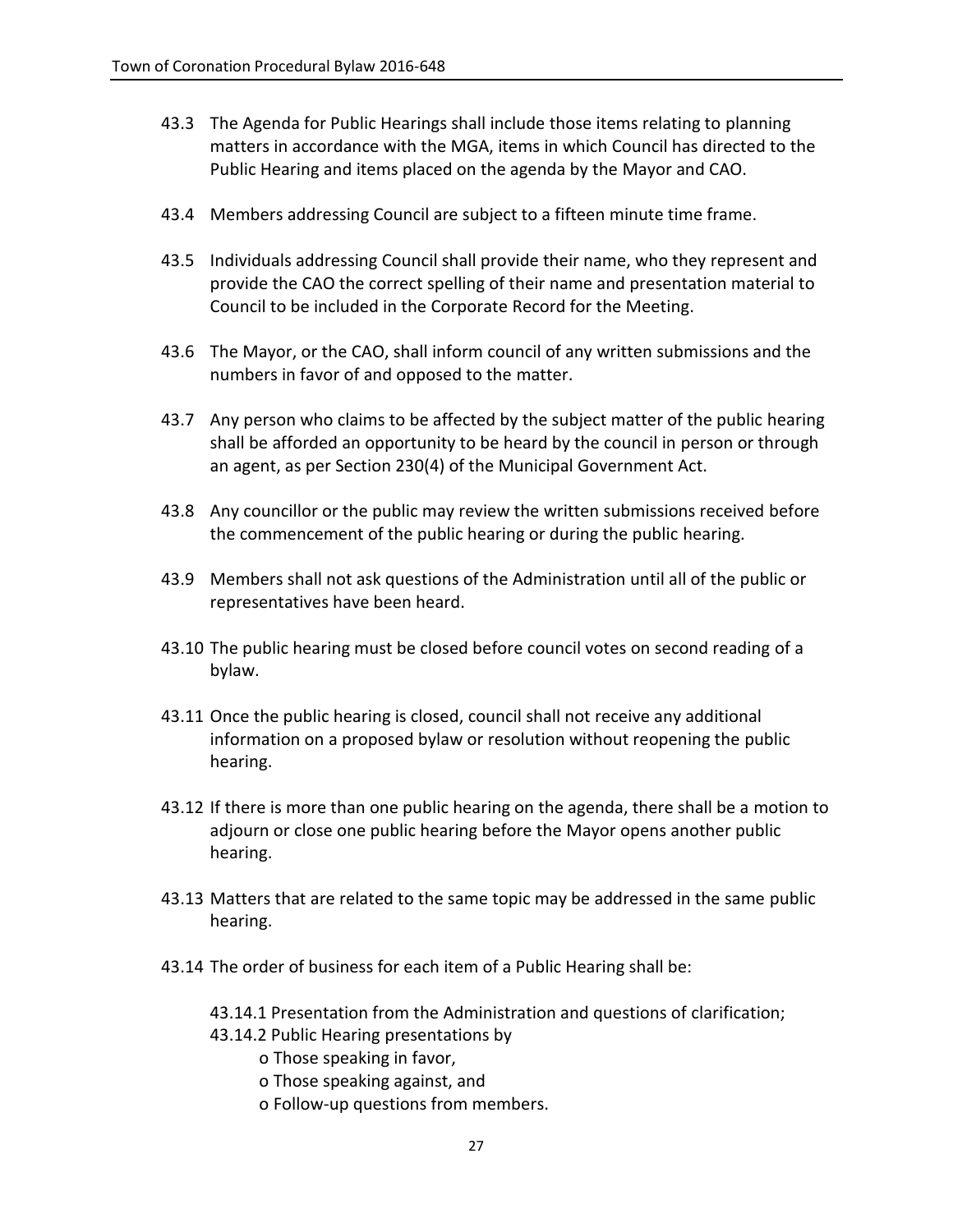43.3 The Agenda for Public Hearings shall include those items relating to planning matters in accordance with the MGA, items in which Council has directed to the Public Hearing and items placed on the agenda by the Mayor and CAO.

43.4 Members addressing Council are subject to a fifteen minute time frame.

43.5 Individuals addressing Council shall provide their name, who they represent and provide the CAO the correct spelling of their name and presentation material to Council to be included in the Corporate Record for the Meeting.

43.6 The Mayor, or the CAO, shall inform council of any written submissions and the numbers in favor of and opposed to the matter.

43.7 Any person who claims to be affected by the subject matter of the public hearing shall be afforded an opportunity to be heard by the council in person or through an agent, as per Section 230(4) of the Municipal Government Act.

43.8 Any councillor or the public may review the written submissions received before the commencement of the public hearing or during the public hearing.

43.9 Members shall not ask questions of the Administration until all of the public or representatives have been heard.

43.10 The public hearing must be closed before council votes on second reading of a bylaw.

43.11 Once the public hearing is closed, council shall not receive any additional information on a proposed bylaw or resolution without reopening the public hearing.

43.12 If there is more than one public hearing on the agenda, there shall be a motion to adjourn or close one public hearing before the Mayor opens another public hearing.

43.13 Matters that are related to the same topic may be addressed in the same public hearing.

43.14 The order of business for each item of a Public Hearing shall be:

43.14.1 Presentation from the Administration and questions of clarification;
43.14.2 Public Hearing presentations by
- Those speaking in favor,
- Those speaking against, and
- Follow-up questions from members.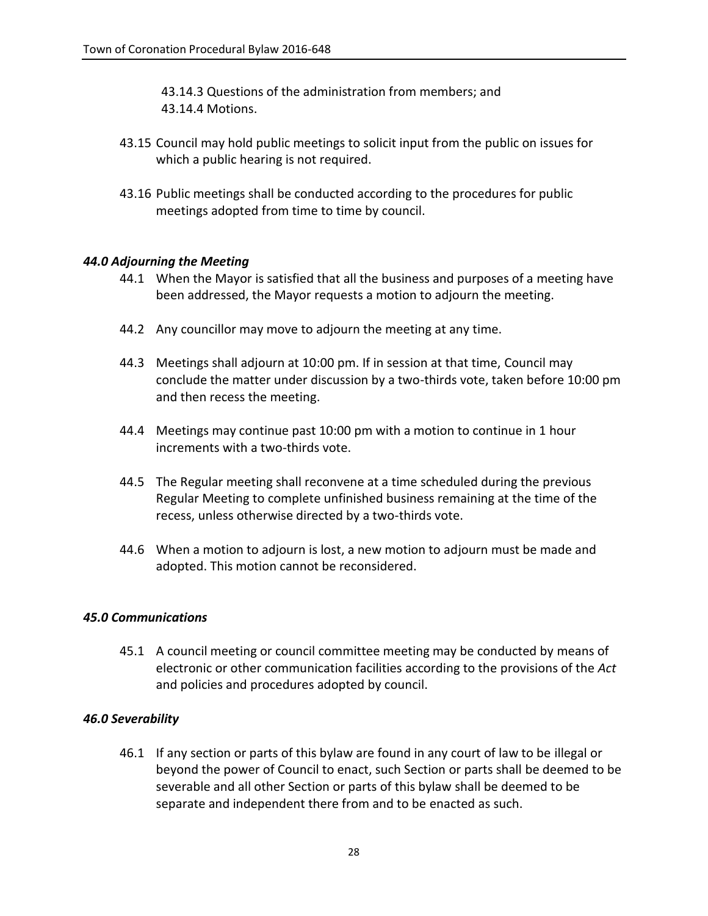43.14.3 Questions of the administration from members; and
43.14.4 Motions.

43.15 Council may hold public meetings to solicit input from the public on issues for which a public hearing is not required.

43.16 Public meetings shall be conducted according to the procedures for public meetings adopted from time to time by council.

### *44.0 Adjourning the Meeting*

44.1 When the Mayor is satisfied that all the business and purposes of a meeting have been addressed, the Mayor requests a motion to adjourn the meeting.

44.2 Any councillor may move to adjourn the meeting at any time.

44.3 Meetings shall adjourn at 10:00 pm. If in session at that time, Council may conclude the matter under discussion by a two-thirds vote, taken before 10:00 pm and then recess the meeting.

44.4 Meetings may continue past 10:00 pm with a motion to continue in 1 hour increments with a two-thirds vote.

44.5 The Regular meeting shall reconvene at a time scheduled during the previous Regular Meeting to complete unfinished business remaining at the time of the recess, unless otherwise directed by a two-thirds vote.

44.6 When a motion to adjourn is lost, a new motion to adjourn must be made and adopted. This motion cannot be reconsidered.

### *45.0 Communications*

45.1 A council meeting or council committee meeting may be conducted by means of electronic or other communication facilities according to the provisions of the *Act* and policies and procedures adopted by council.

### *46.0 Severability*

46.1 If any section or parts of this bylaw are found in any court of law to be illegal or beyond the power of Council to enact, such Section or parts shall be deemed to be severable and all other Section or parts of this bylaw shall be deemed to be separate and independent there from and to be enacted as such.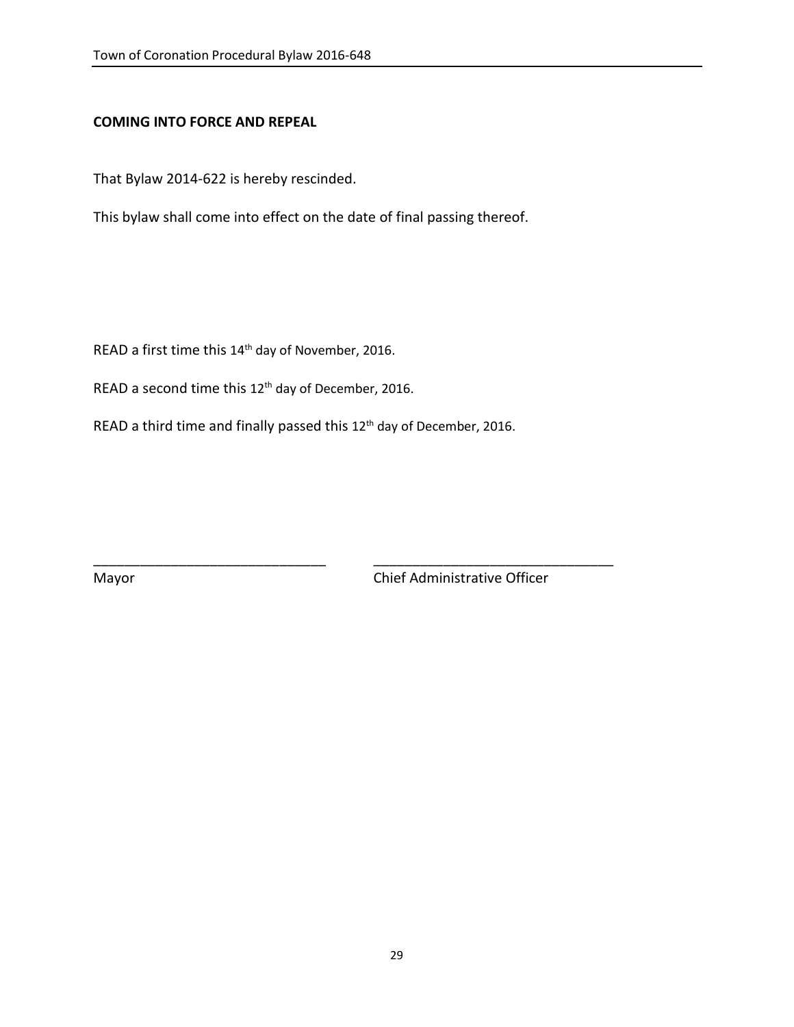## COMING INTO FORCE AND REPEAL

That Bylaw 2014-622 is hereby rescinded.

This bylaw shall come into effect on the date of final passing thereof.

READ a first time this 14th day of November, 2016.

READ a second time this 12th day of December, 2016.

READ a third time and finally passed this 12th day of December, 2016.

_______________________________ _______________________________

Mayor Chief Administrative Officer